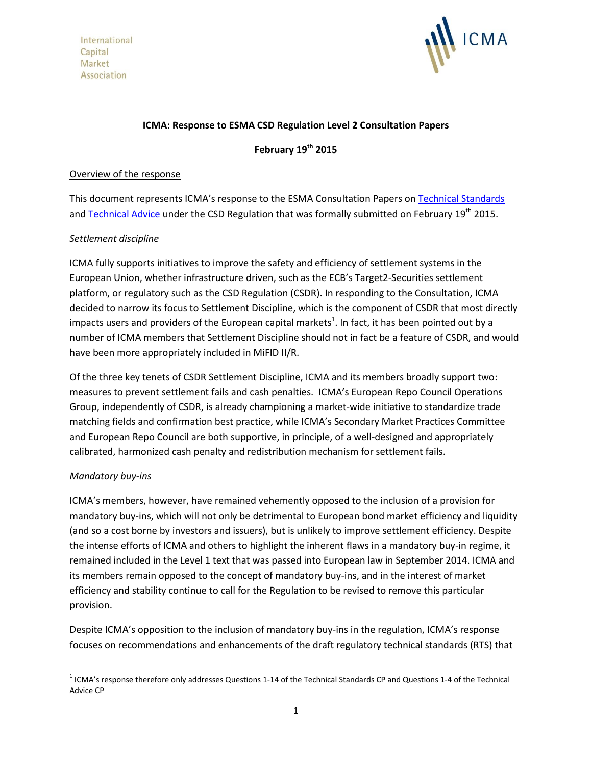International
Capital
Market
Association

ICMA

**ICMA: Response to ESMA CSD Regulation Level 2 Consultation Papers**

**February 19th 2015**

Overview of the response

This document represents ICMA's response to the ESMA Consultation Papers on Technical Standards and Technical Advice under the CSD Regulation that was formally submitted on February 19th 2015.

*Settlement discipline*

ICMA fully supports initiatives to improve the safety and efficiency of settlement systems in the European Union, whether infrastructure driven, such as the ECB's Target2-Securities settlement platform, or regulatory such as the CSD Regulation (CSDR). In responding to the Consultation, ICMA decided to narrow its focus to Settlement Discipline, which is the component of CSDR that most directly impacts users and providers of the European capital markets[1]. In fact, it has been pointed out by a number of ICMA members that Settlement Discipline should not in fact be a feature of CSDR, and would have been more appropriately included in MiFID II/R.

Of the three key tenets of CSDR Settlement Discipline, ICMA and its members broadly support two: measures to prevent settlement fails and cash penalties. ICMA's European Repo Council Operations Group, independently of CSDR, is already championing a market-wide initiative to standardize trade matching fields and confirmation best practice, while ICMA's Secondary Market Practices Committee and European Repo Council are both supportive, in principle, of a well-designed and appropriately calibrated, harmonized cash penalty and redistribution mechanism for settlement fails.

*Mandatory buy-ins*

ICMA's members, however, have remained vehemently opposed to the inclusion of a provision for mandatory buy-ins, which will not only be detrimental to European bond market efficiency and liquidity (and so a cost borne by investors and issuers), but is unlikely to improve settlement efficiency. Despite the intense efforts of ICMA and others to highlight the inherent flaws in a mandatory buy-in regime, it remained included in the Level 1 text that was passed into European law in September 2014. ICMA and its members remain opposed to the concept of mandatory buy-ins, and in the interest of market efficiency and stability continue to call for the Regulation to be revised to remove this particular provision.

Despite ICMA's opposition to the inclusion of mandatory buy-ins in the regulation, ICMA's response focuses on recommendations and enhancements of the draft regulatory technical standards (RTS) that

[1] ICMA's response therefore only addresses Questions 1-14 of the Technical Standards CP and Questions 1-4 of the Technical Advice CP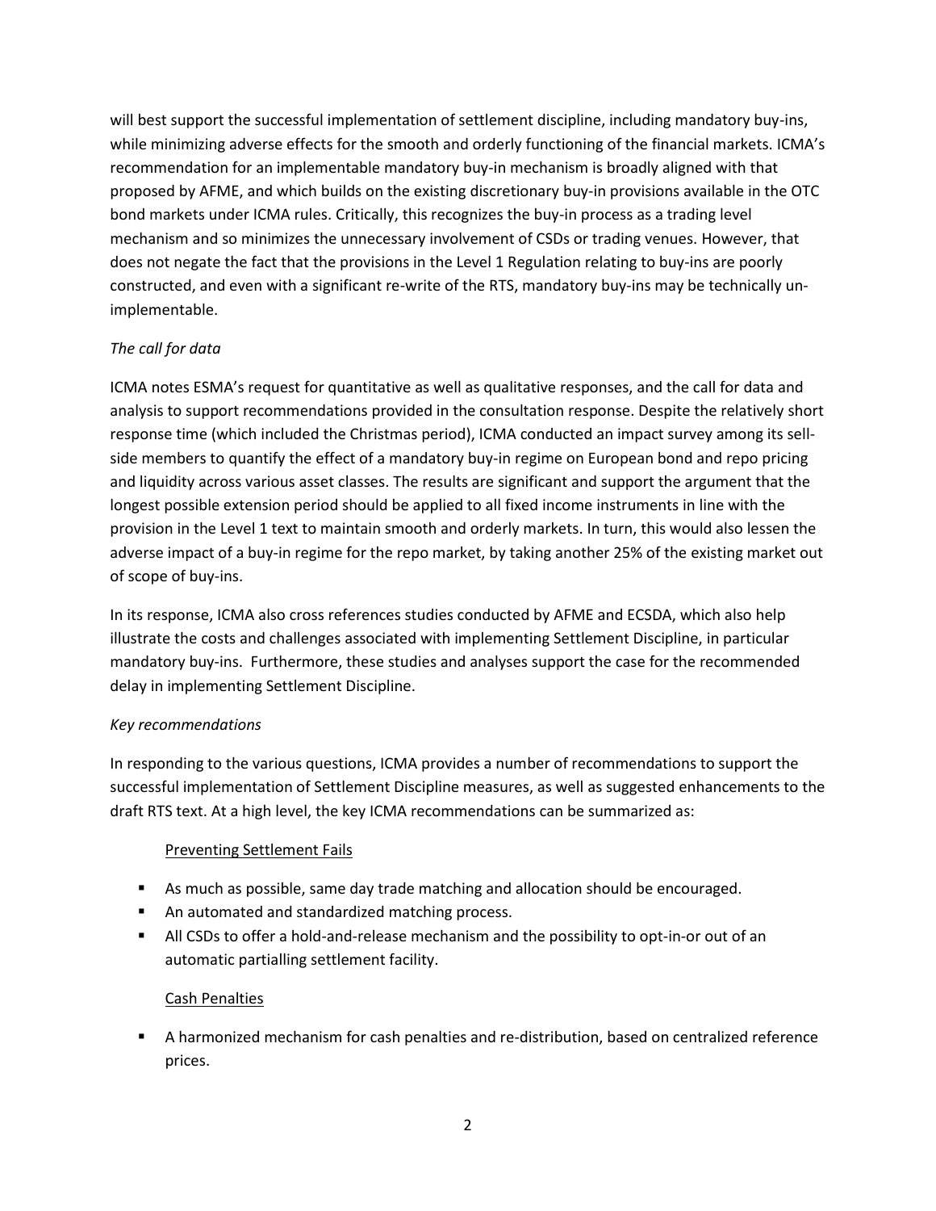will best support the successful implementation of settlement discipline, including mandatory buy-ins, while minimizing adverse effects for the smooth and orderly functioning of the financial markets. ICMA's recommendation for an implementable mandatory buy-in mechanism is broadly aligned with that proposed by AFME, and which builds on the existing discretionary buy-in provisions available in the OTC bond markets under ICMA rules. Critically, this recognizes the buy-in process as a trading level mechanism and so minimizes the unnecessary involvement of CSDs or trading venues. However, that does not negate the fact that the provisions in the Level 1 Regulation relating to buy-ins are poorly constructed, and even with a significant re-write of the RTS, mandatory buy-ins may be technically un-implementable.

*The call for data*

ICMA notes ESMA's request for quantitative as well as qualitative responses, and the call for data and analysis to support recommendations provided in the consultation response. Despite the relatively short response time (which included the Christmas period), ICMA conducted an impact survey among its sell-side members to quantify the effect of a mandatory buy-in regime on European bond and repo pricing and liquidity across various asset classes. The results are significant and support the argument that the longest possible extension period should be applied to all fixed income instruments in line with the provision in the Level 1 text to maintain smooth and orderly markets. In turn, this would also lessen the adverse impact of a buy-in regime for the repo market, by taking another 25% of the existing market out of scope of buy-ins.

In its response, ICMA also cross references studies conducted by AFME and ECSDA, which also help illustrate the costs and challenges associated with implementing Settlement Discipline, in particular mandatory buy-ins. Furthermore, these studies and analyses support the case for the recommended delay in implementing Settlement Discipline.

*Key recommendations*

In responding to the various questions, ICMA provides a number of recommendations to support the successful implementation of Settlement Discipline measures, as well as suggested enhancements to the draft RTS text. At a high level, the key ICMA recommendations can be summarized as:

Preventing Settlement Fails

- As much as possible, same day trade matching and allocation should be encouraged.
- An automated and standardized matching process.
- All CSDs to offer a hold-and-release mechanism and the possibility to opt-in-or out of an automatic partialling settlement facility.

Cash Penalties

- A harmonized mechanism for cash penalties and re-distribution, based on centralized reference prices.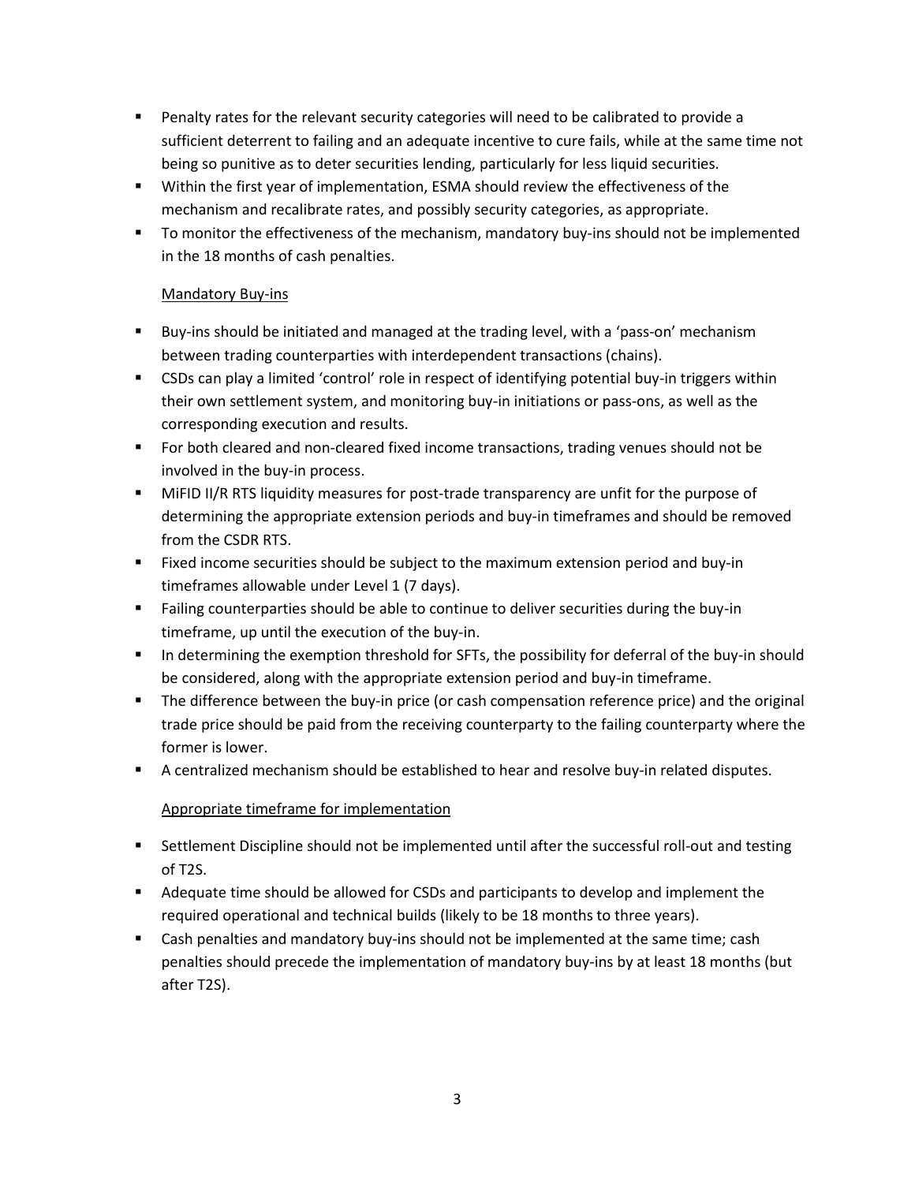- Penalty rates for the relevant security categories will need to be calibrated to provide a sufficient deterrent to failing and an adequate incentive to cure fails, while at the same time not being so punitive as to deter securities lending, particularly for less liquid securities.
- Within the first year of implementation, ESMA should review the effectiveness of the mechanism and recalibrate rates, and possibly security categories, as appropriate.
- To monitor the effectiveness of the mechanism, mandatory buy-ins should not be implemented in the 18 months of cash penalties.

Mandatory Buy-ins

- Buy-ins should be initiated and managed at the trading level, with a 'pass-on' mechanism between trading counterparties with interdependent transactions (chains).
- CSDs can play a limited 'control' role in respect of identifying potential buy-in triggers within their own settlement system, and monitoring buy-in initiations or pass-ons, as well as the corresponding execution and results.
- For both cleared and non-cleared fixed income transactions, trading venues should not be involved in the buy-in process.
- MiFID II/R RTS liquidity measures for post-trade transparency are unfit for the purpose of determining the appropriate extension periods and buy-in timeframes and should be removed from the CSDR RTS.
- Fixed income securities should be subject to the maximum extension period and buy-in timeframes allowable under Level 1 (7 days).
- Failing counterparties should be able to continue to deliver securities during the buy-in timeframe, up until the execution of the buy-in.
- In determining the exemption threshold for SFTs, the possibility for deferral of the buy-in should be considered, along with the appropriate extension period and buy-in timeframe.
- The difference between the buy-in price (or cash compensation reference price) and the original trade price should be paid from the receiving counterparty to the failing counterparty where the former is lower.
- A centralized mechanism should be established to hear and resolve buy-in related disputes.

Appropriate timeframe for implementation

- Settlement Discipline should not be implemented until after the successful roll-out and testing of T2S.
- Adequate time should be allowed for CSDs and participants to develop and implement the required operational and technical builds (likely to be 18 months to three years).
- Cash penalties and mandatory buy-ins should not be implemented at the same time; cash penalties should precede the implementation of mandatory buy-ins by at least 18 months (but after T2S).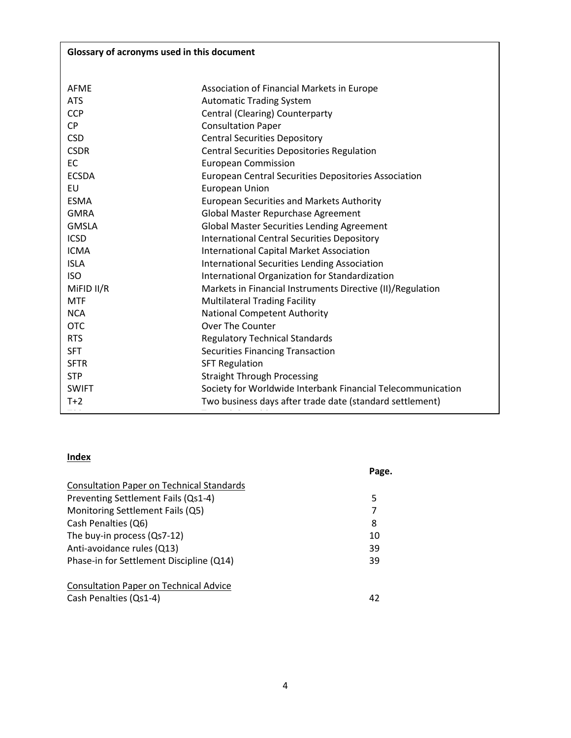**Glossary of acronyms used in this document**

| | |
|---|---|
| AFME | Association of Financial Markets in Europe |
| ATS | Automatic Trading System |
| CCP | Central (Clearing) Counterparty |
| CP | Consultation Paper |
| CSD | Central Securities Depository |
| CSDR | Central Securities Depositories Regulation |
| EC | European Commission |
| ECSDA | European Central Securities Depositories Association |
| EU | European Union |
| ESMA | European Securities and Markets Authority |
| GMRA | Global Master Repurchase Agreement |
| GMSLA | Global Master Securities Lending Agreement |
| ICSD | International Central Securities Depository |
| ICMA | International Capital Market Association |
| ISLA | International Securities Lending Association |
| ISO | International Organization for Standardization |
| MiFID II/R | Markets in Financial Instruments Directive (II)/Regulation |
| MTF | Multilateral Trading Facility |
| NCA | National Competent Authority |
| OTC | Over The Counter |
| RTS | Regulatory Technical Standards |
| SFT | Securities Financing Transaction |
| SFTR | SFT Regulation |
| STP | Straight Through Processing |
| SWIFT | Society for Worldwide Interbank Financial Telecommunication |
| T+2 | Two business days after trade date (standard settlement) |

**Index**

| | Page. |
|---|---|
| Consultation Paper on Technical Standards | |
| Preventing Settlement Fails (Qs1-4) | 5 |
| Monitoring Settlement Fails (Q5) | 7 |
| Cash Penalties (Q6) | 8 |
| The buy-in process (Qs7-12) | 10 |
| Anti-avoidance rules (Q13) | 39 |
| Phase-in for Settlement Discipline (Q14) | 39 |
| | |
| Consultation Paper on Technical Advice | |
| Cash Penalties (Qs1-4) | 42 |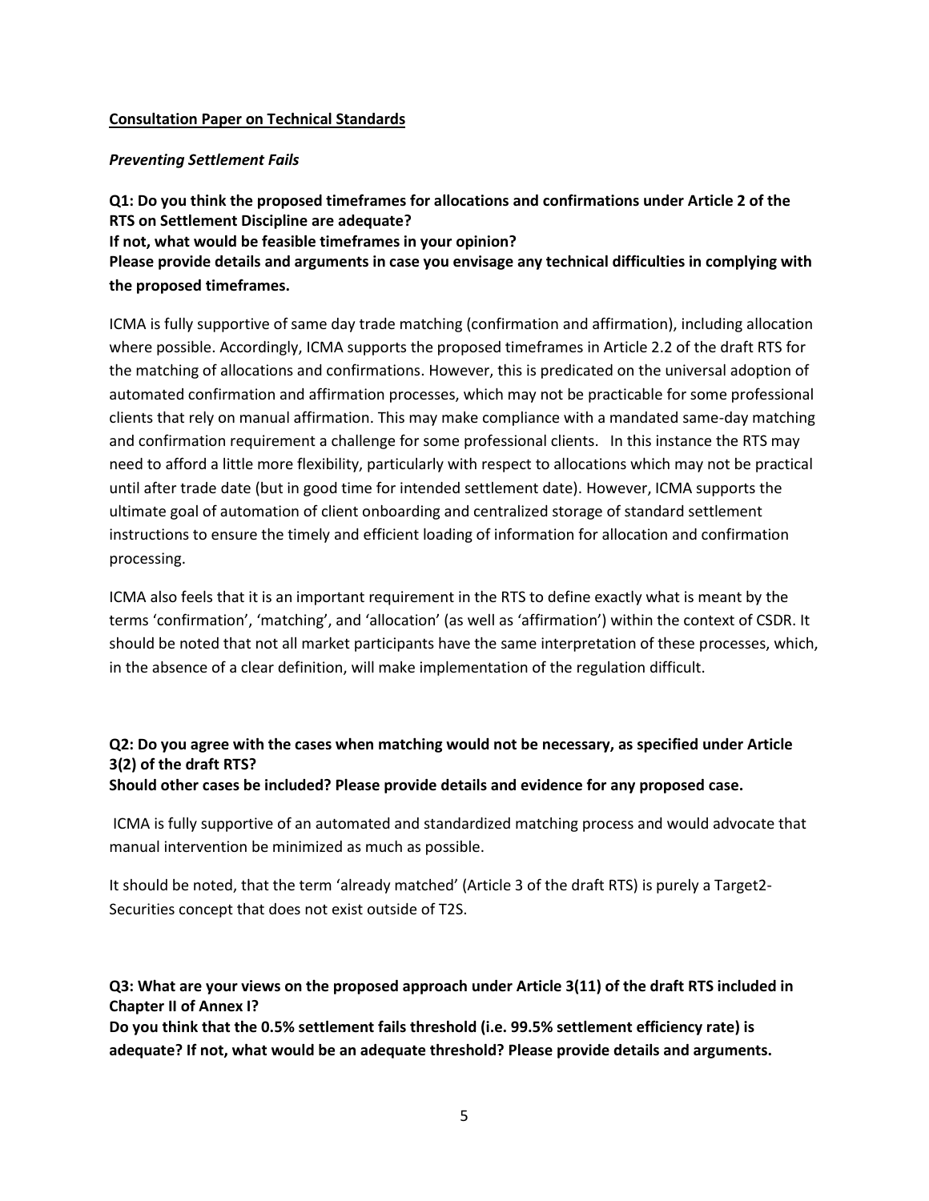**<u>Consultation Paper on Technical Standards</u>**

***Preventing Settlement Fails***

**Q1: Do you think the proposed timeframes for allocations and confirmations under Article 2 of the RTS on Settlement Discipline are adequate?**
**If not, what would be feasible timeframes in your opinion?**
**Please provide details and arguments in case you envisage any technical difficulties in complying with the proposed timeframes.**

ICMA is fully supportive of same day trade matching (confirmation and affirmation), including allocation where possible. Accordingly, ICMA supports the proposed timeframes in Article 2.2 of the draft RTS for the matching of allocations and confirmations. However, this is predicated on the universal adoption of automated confirmation and affirmation processes, which may not be practicable for some professional clients that rely on manual affirmation. This may make compliance with a mandated same-day matching and confirmation requirement a challenge for some professional clients. In this instance the RTS may need to afford a little more flexibility, particularly with respect to allocations which may not be practical until after trade date (but in good time for intended settlement date). However, ICMA supports the ultimate goal of automation of client onboarding and centralized storage of standard settlement instructions to ensure the timely and efficient loading of information for allocation and confirmation processing.

ICMA also feels that it is an important requirement in the RTS to define exactly what is meant by the terms 'confirmation', 'matching', and 'allocation' (as well as 'affirmation') within the context of CSDR. It should be noted that not all market participants have the same interpretation of these processes, which, in the absence of a clear definition, will make implementation of the regulation difficult.

**Q2: Do you agree with the cases when matching would not be necessary, as specified under Article 3(2) of the draft RTS?**
**Should other cases be included? Please provide details and evidence for any proposed case.**

ICMA is fully supportive of an automated and standardized matching process and would advocate that manual intervention be minimized as much as possible.

It should be noted, that the term 'already matched' (Article 3 of the draft RTS) is purely a Target2-Securities concept that does not exist outside of T2S.

**Q3: What are your views on the proposed approach under Article 3(11) of the draft RTS included in Chapter II of Annex I?**
**Do you think that the 0.5% settlement fails threshold (i.e. 99.5% settlement efficiency rate) is adequate? If not, what would be an adequate threshold? Please provide details and arguments.**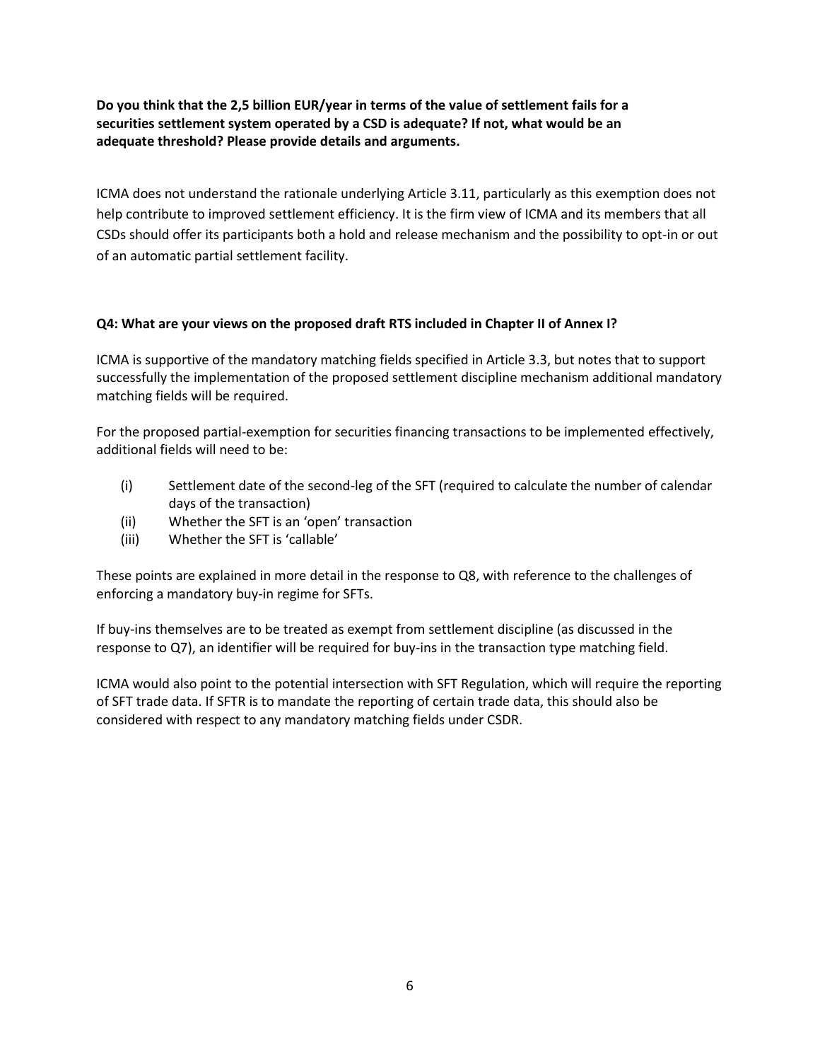**Do you think that the 2,5 billion EUR/year in terms of the value of settlement fails for a securities settlement system operated by a CSD is adequate? If not, what would be an adequate threshold? Please provide details and arguments.**

ICMA does not understand the rationale underlying Article 3.11, particularly as this exemption does not help contribute to improved settlement efficiency. It is the firm view of ICMA and its members that all CSDs should offer its participants both a hold and release mechanism and the possibility to opt-in or out of an automatic partial settlement facility.

**Q4: What are your views on the proposed draft RTS included in Chapter II of Annex I?**

ICMA is supportive of the mandatory matching fields specified in Article 3.3, but notes that to support successfully the implementation of the proposed settlement discipline mechanism additional mandatory matching fields will be required.

For the proposed partial-exemption for securities financing transactions to be implemented effectively, additional fields will need to be:

- (i) Settlement date of the second-leg of the SFT (required to calculate the number of calendar days of the transaction)
- (ii) Whether the SFT is an 'open' transaction
- (iii) Whether the SFT is 'callable'

These points are explained in more detail in the response to Q8, with reference to the challenges of enforcing a mandatory buy-in regime for SFTs.

If buy-ins themselves are to be treated as exempt from settlement discipline (as discussed in the response to Q7), an identifier will be required for buy-ins in the transaction type matching field.

ICMA would also point to the potential intersection with SFT Regulation, which will require the reporting of SFT trade data. If SFTR is to mandate the reporting of certain trade data, this should also be considered with respect to any mandatory matching fields under CSDR.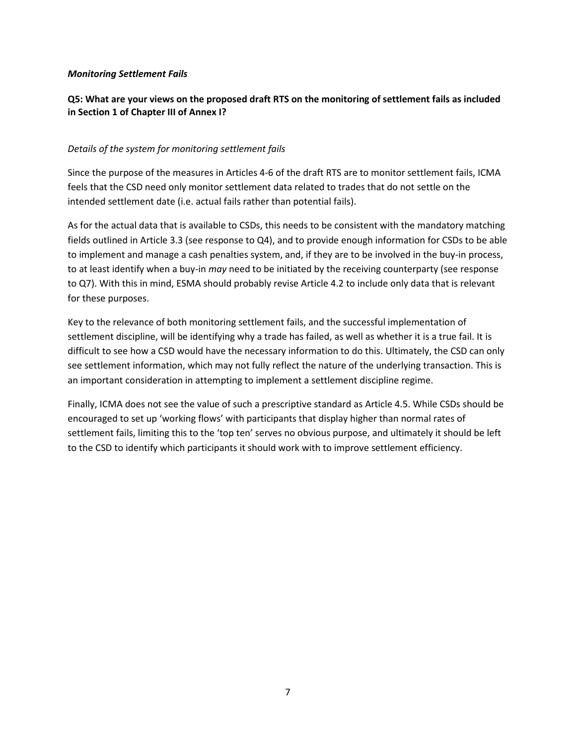***Monitoring Settlement Fails***

**Q5: What are your views on the proposed draft RTS on the monitoring of settlement fails as included in Section 1 of Chapter III of Annex I?**

*Details of the system for monitoring settlement fails*

Since the purpose of the measures in Articles 4-6 of the draft RTS are to monitor settlement fails, ICMA feels that the CSD need only monitor settlement data related to trades that do not settle on the intended settlement date (i.e. actual fails rather than potential fails).

As for the actual data that is available to CSDs, this needs to be consistent with the mandatory matching fields outlined in Article 3.3 (see response to Q4), and to provide enough information for CSDs to be able to implement and manage a cash penalties system, and, if they are to be involved in the buy-in process, to at least identify when a buy-in *may* need to be initiated by the receiving counterparty (see response to Q7). With this in mind, ESMA should probably revise Article 4.2 to include only data that is relevant for these purposes.

Key to the relevance of both monitoring settlement fails, and the successful implementation of settlement discipline, will be identifying why a trade has failed, as well as whether it is a true fail. It is difficult to see how a CSD would have the necessary information to do this. Ultimately, the CSD can only see settlement information, which may not fully reflect the nature of the underlying transaction. This is an important consideration in attempting to implement a settlement discipline regime.

Finally, ICMA does not see the value of such a prescriptive standard as Article 4.5. While CSDs should be encouraged to set up 'working flows' with participants that display higher than normal rates of settlement fails, limiting this to the 'top ten' serves no obvious purpose, and ultimately it should be left to the CSD to identify which participants it should work with to improve settlement efficiency.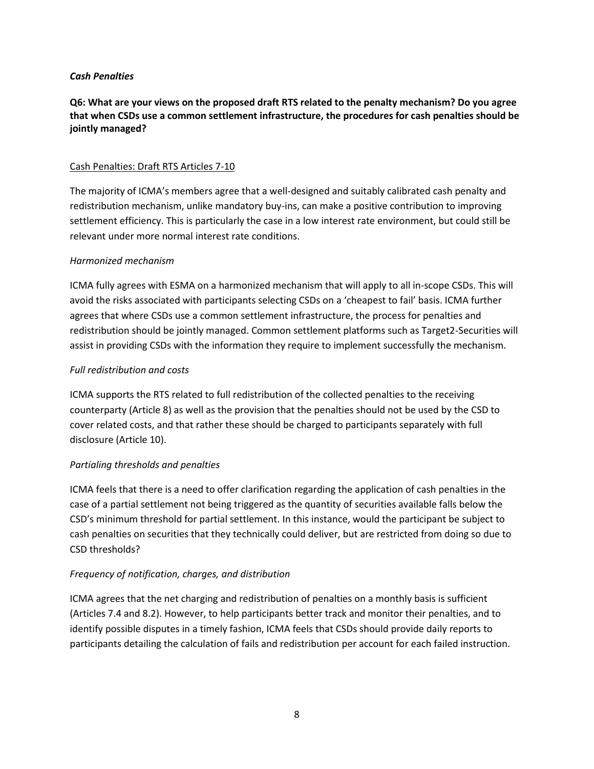***Cash Penalties***

**Q6: What are your views on the proposed draft RTS related to the penalty mechanism? Do you agree that when CSDs use a common settlement infrastructure, the procedures for cash penalties should be jointly managed?**

<u>Cash Penalties: Draft RTS Articles 7-10</u>

The majority of ICMA's members agree that a well-designed and suitably calibrated cash penalty and redistribution mechanism, unlike mandatory buy-ins, can make a positive contribution to improving settlement efficiency. This is particularly the case in a low interest rate environment, but could still be relevant under more normal interest rate conditions.

*Harmonized mechanism*

ICMA fully agrees with ESMA on a harmonized mechanism that will apply to all in-scope CSDs. This will avoid the risks associated with participants selecting CSDs on a 'cheapest to fail' basis. ICMA further agrees that where CSDs use a common settlement infrastructure, the process for penalties and redistribution should be jointly managed. Common settlement platforms such as Target2-Securities will assist in providing CSDs with the information they require to implement successfully the mechanism.

*Full redistribution and costs*

ICMA supports the RTS related to full redistribution of the collected penalties to the receiving counterparty (Article 8) as well as the provision that the penalties should not be used by the CSD to cover related costs, and that rather these should be charged to participants separately with full disclosure (Article 10).

*Partialing thresholds and penalties*

ICMA feels that there is a need to offer clarification regarding the application of cash penalties in the case of a partial settlement not being triggered as the quantity of securities available falls below the CSD's minimum threshold for partial settlement. In this instance, would the participant be subject to cash penalties on securities that they technically could deliver, but are restricted from doing so due to CSD thresholds?

*Frequency of notification, charges, and distribution*

ICMA agrees that the net charging and redistribution of penalties on a monthly basis is sufficient (Articles 7.4 and 8.2). However, to help participants better track and monitor their penalties, and to identify possible disputes in a timely fashion, ICMA feels that CSDs should provide daily reports to participants detailing the calculation of fails and redistribution per account for each failed instruction.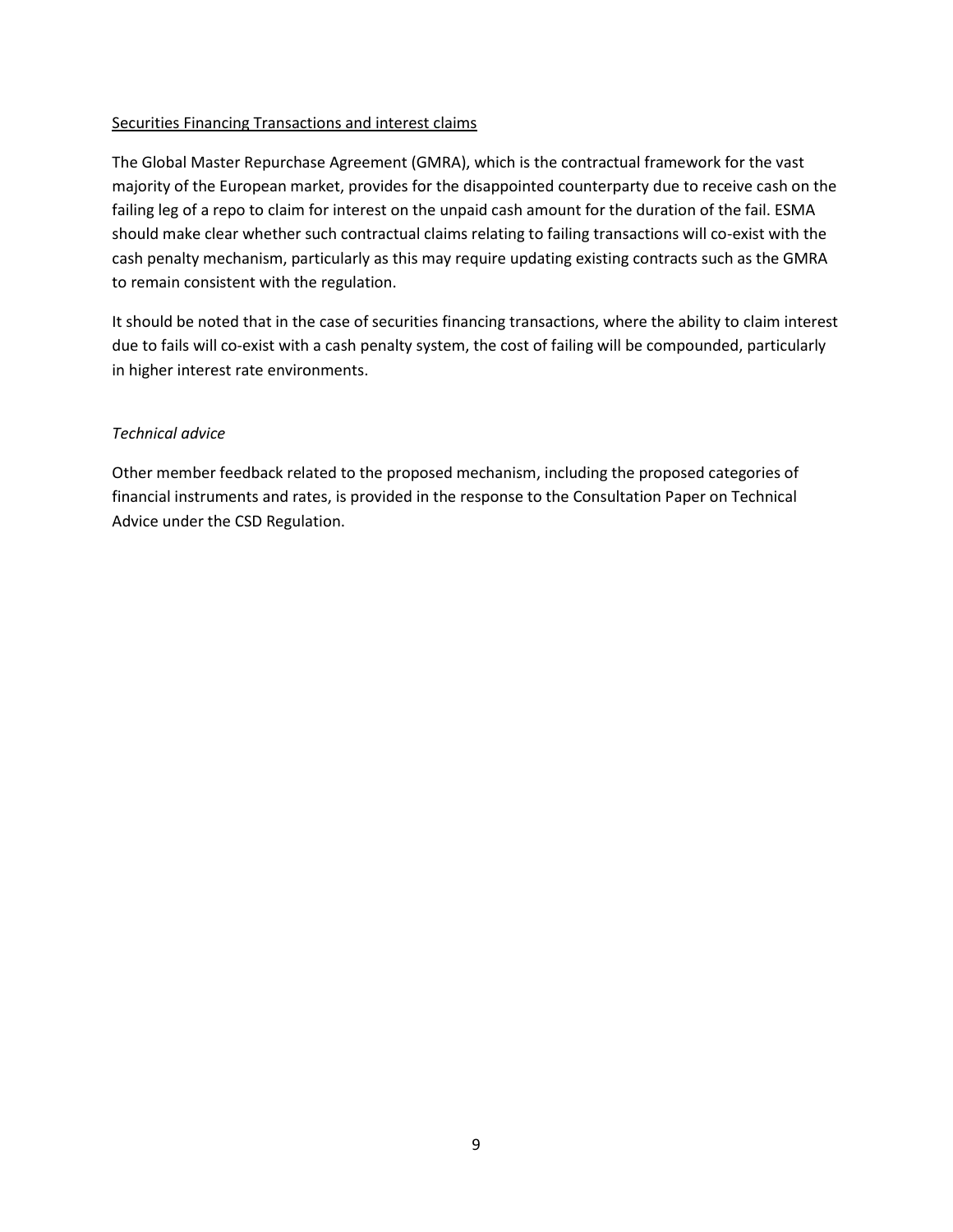<u>Securities Financing Transactions and interest claims</u>

The Global Master Repurchase Agreement (GMRA), which is the contractual framework for the vast majority of the European market, provides for the disappointed counterparty due to receive cash on the failing leg of a repo to claim for interest on the unpaid cash amount for the duration of the fail. ESMA should make clear whether such contractual claims relating to failing transactions will co-exist with the cash penalty mechanism, particularly as this may require updating existing contracts such as the GMRA to remain consistent with the regulation.

It should be noted that in the case of securities financing transactions, where the ability to claim interest due to fails will co-exist with a cash penalty system, the cost of failing will be compounded, particularly in higher interest rate environments.

*Technical advice*

Other member feedback related to the proposed mechanism, including the proposed categories of financial instruments and rates, is provided in the response to the Consultation Paper on Technical Advice under the CSD Regulation.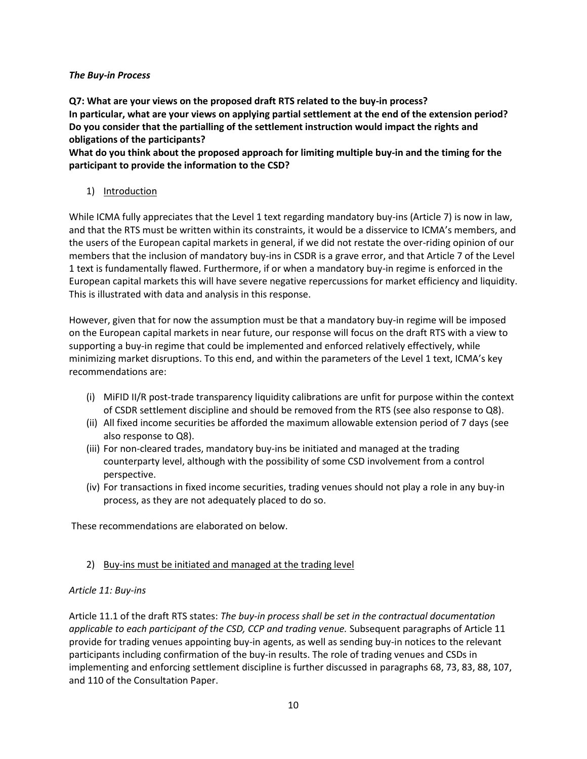### *The Buy-in Process*

**Q7: What are your views on the proposed draft RTS related to the buy-in process?**
**In particular, what are your views on applying partial settlement at the end of the extension period? Do you consider that the partialling of the settlement instruction would impact the rights and obligations of the participants?**
**What do you think about the proposed approach for limiting multiple buy-in and the timing for the participant to provide the information to the CSD?**

1) <u>Introduction</u>

While ICMA fully appreciates that the Level 1 text regarding mandatory buy-ins (Article 7) is now in law, and that the RTS must be written within its constraints, it would be a disservice to ICMA's members, and the users of the European capital markets in general, if we did not restate the over-riding opinion of our members that the inclusion of mandatory buy-ins in CSDR is a grave error, and that Article 7 of the Level 1 text is fundamentally flawed. Furthermore, if or when a mandatory buy-in regime is enforced in the European capital markets this will have severe negative repercussions for market efficiency and liquidity. This is illustrated with data and analysis in this response.

However, given that for now the assumption must be that a mandatory buy-in regime will be imposed on the European capital markets in near future, our response will focus on the draft RTS with a view to supporting a buy-in regime that could be implemented and enforced relatively effectively, while minimizing market disruptions. To this end, and within the parameters of the Level 1 text, ICMA's key recommendations are:

(i) MiFID II/R post-trade transparency liquidity calibrations are unfit for purpose within the context of CSDR settlement discipline and should be removed from the RTS (see also response to Q8).
(ii) All fixed income securities be afforded the maximum allowable extension period of 7 days (see also response to Q8).
(iii) For non-cleared trades, mandatory buy-ins be initiated and managed at the trading counterparty level, although with the possibility of some CSD involvement from a control perspective.
(iv) For transactions in fixed income securities, trading venues should not play a role in any buy-in process, as they are not adequately placed to do so.

These recommendations are elaborated on below.

2) <u>Buy-ins must be initiated and managed at the trading level</u>

*Article 11: Buy-ins*

Article 11.1 of the draft RTS states: *The buy-in process shall be set in the contractual documentation applicable to each participant of the CSD, CCP and trading venue.* Subsequent paragraphs of Article 11 provide for trading venues appointing buy-in agents, as well as sending buy-in notices to the relevant participants including confirmation of the buy-in results. The role of trading venues and CSDs in implementing and enforcing settlement discipline is further discussed in paragraphs 68, 73, 83, 88, 107, and 110 of the Consultation Paper.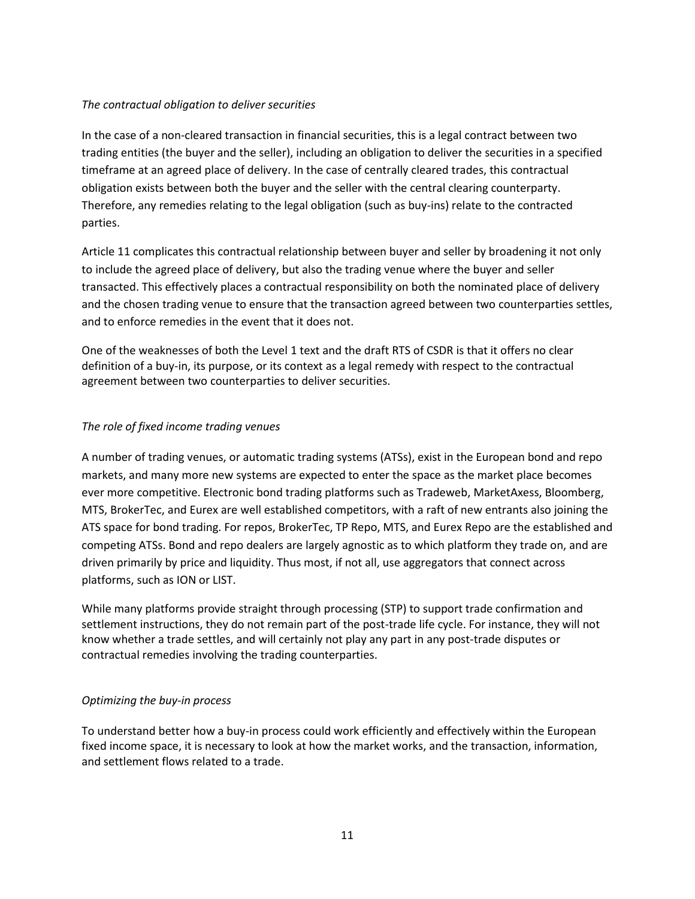*The contractual obligation to deliver securities*

In the case of a non-cleared transaction in financial securities, this is a legal contract between two trading entities (the buyer and the seller), including an obligation to deliver the securities in a specified timeframe at an agreed place of delivery. In the case of centrally cleared trades, this contractual obligation exists between both the buyer and the seller with the central clearing counterparty. Therefore, any remedies relating to the legal obligation (such as buy-ins) relate to the contracted parties.

Article 11 complicates this contractual relationship between buyer and seller by broadening it not only to include the agreed place of delivery, but also the trading venue where the buyer and seller transacted. This effectively places a contractual responsibility on both the nominated place of delivery and the chosen trading venue to ensure that the transaction agreed between two counterparties settles, and to enforce remedies in the event that it does not.

One of the weaknesses of both the Level 1 text and the draft RTS of CSDR is that it offers no clear definition of a buy-in, its purpose, or its context as a legal remedy with respect to the contractual agreement between two counterparties to deliver securities.

*The role of fixed income trading venues*

A number of trading venues, or automatic trading systems (ATSs), exist in the European bond and repo markets, and many more new systems are expected to enter the space as the market place becomes ever more competitive. Electronic bond trading platforms such as Tradeweb, MarketAxess, Bloomberg, MTS, BrokerTec, and Eurex are well established competitors, with a raft of new entrants also joining the ATS space for bond trading. For repos, BrokerTec, TP Repo, MTS, and Eurex Repo are the established and competing ATSs. Bond and repo dealers are largely agnostic as to which platform they trade on, and are driven primarily by price and liquidity. Thus most, if not all, use aggregators that connect across platforms, such as ION or LIST.

While many platforms provide straight through processing (STP) to support trade confirmation and settlement instructions, they do not remain part of the post-trade life cycle. For instance, they will not know whether a trade settles, and will certainly not play any part in any post-trade disputes or contractual remedies involving the trading counterparties.

*Optimizing the buy-in process*

To understand better how a buy-in process could work efficiently and effectively within the European fixed income space, it is necessary to look at how the market works, and the transaction, information, and settlement flows related to a trade.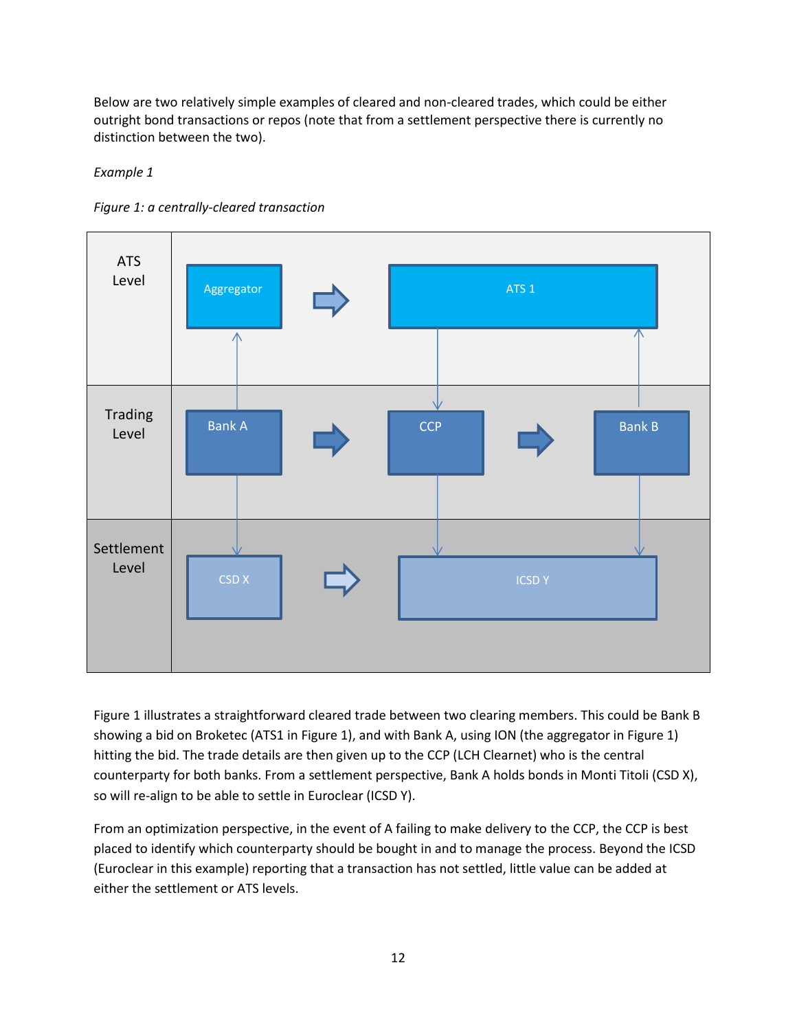Below are two relatively simple examples of cleared and non-cleared trades, which could be either outright bond transactions or repos (note that from a settlement perspective there is currently no distinction between the two).

*Example 1*

*Figure 1: a centrally-cleared transaction*

| | | | |
|---|---|---|---|
| ATS Level | Aggregator | ATS 1 | |
| Trading Level | Bank A | CCP | Bank B |
| Settlement Level | CSD X | ICSD Y | |

Figure 1 illustrates a straightforward cleared trade between two clearing members. This could be Bank B showing a bid on Broketec (ATS1 in Figure 1), and with Bank A, using ION (the aggregator in Figure 1) hitting the bid. The trade details are then given up to the CCP (LCH Clearnet) who is the central counterparty for both banks. From a settlement perspective, Bank A holds bonds in Monti Titoli (CSD X), so will re-align to be able to settle in Euroclear (ICSD Y).

From an optimization perspective, in the event of A failing to make delivery to the CCP, the CCP is best placed to identify which counterparty should be bought in and to manage the process. Beyond the ICSD (Euroclear in this example) reporting that a transaction has not settled, little value can be added at either the settlement or ATS levels.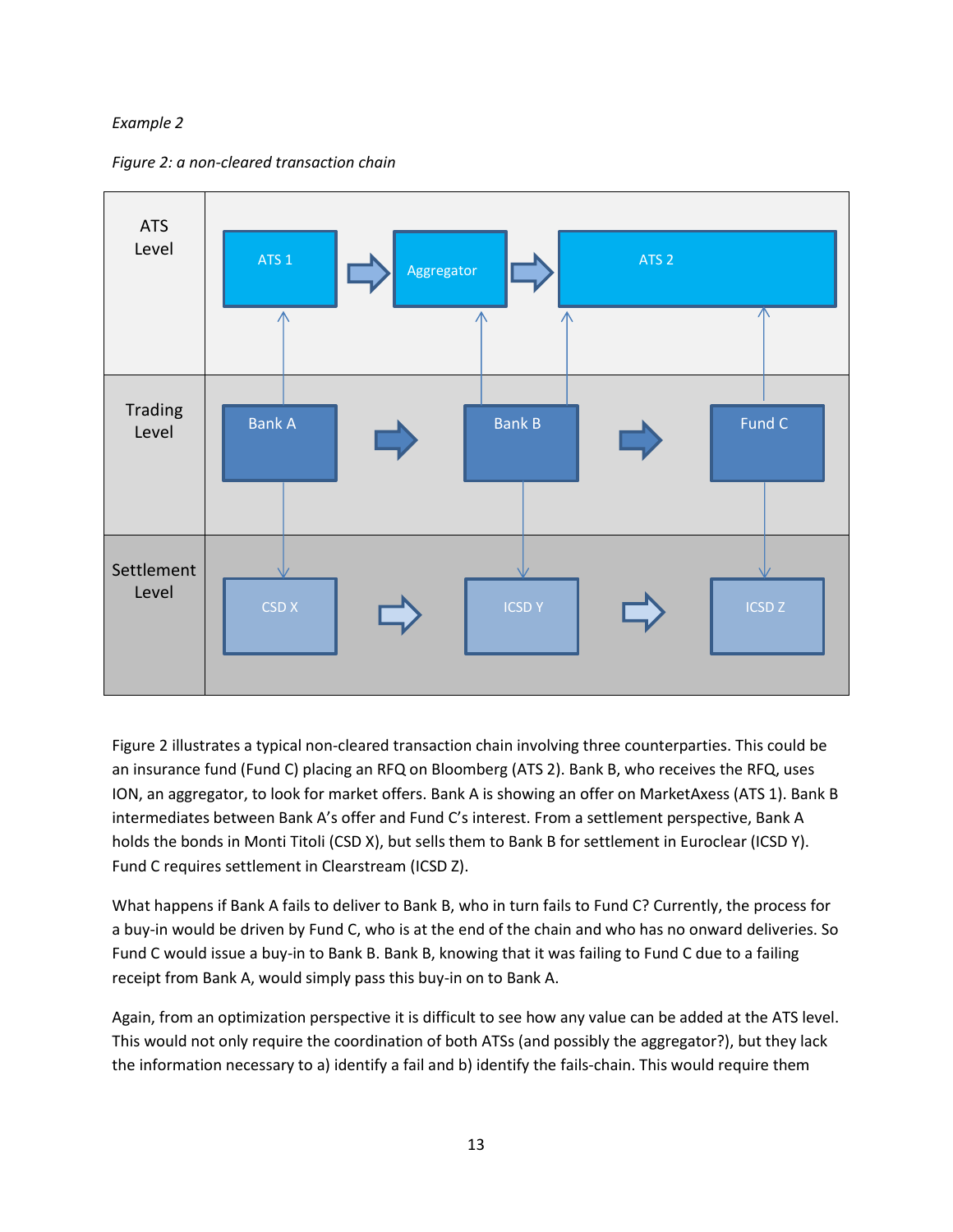*Example 2*

*Figure 2: a non-cleared transaction chain*

| | | | | | |
|---|---|---|---|---|---|
| ATS Level | ATS 1 | ⇨ | Aggregator | ⇨ | ATS 2 |
| Trading Level | Bank A | ⇨ | Bank B | ⇨ | Fund C |
| Settlement Level | CSD X | ⇨ | ICSD Y | ⇨ | ICSD Z |

Figure 2 illustrates a typical non-cleared transaction chain involving three counterparties. This could be an insurance fund (Fund C) placing an RFQ on Bloomberg (ATS 2). Bank B, who receives the RFQ, uses ION, an aggregator, to look for market offers. Bank A is showing an offer on MarketAxess (ATS 1). Bank B intermediates between Bank A's offer and Fund C's interest. From a settlement perspective, Bank A holds the bonds in Monti Titoli (CSD X), but sells them to Bank B for settlement in Euroclear (ICSD Y). Fund C requires settlement in Clearstream (ICSD Z).

What happens if Bank A fails to deliver to Bank B, who in turn fails to Fund C? Currently, the process for a buy-in would be driven by Fund C, who is at the end of the chain and who has no onward deliveries. So Fund C would issue a buy-in to Bank B. Bank B, knowing that it was failing to Fund C due to a failing receipt from Bank A, would simply pass this buy-in on to Bank A.

Again, from an optimization perspective it is difficult to see how any value can be added at the ATS level. This would not only require the coordination of both ATSs (and possibly the aggregator?), but they lack the information necessary to a) identify a fail and b) identify the fails-chain. This would require them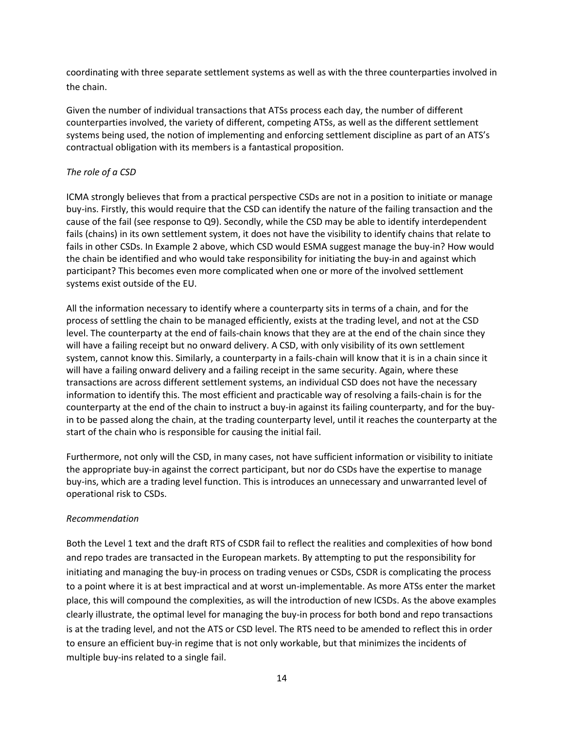coordinating with three separate settlement systems as well as with the three counterparties involved in the chain.

Given the number of individual transactions that ATSs process each day, the number of different counterparties involved, the variety of different, competing ATSs, as well as the different settlement systems being used, the notion of implementing and enforcing settlement discipline as part of an ATS's contractual obligation with its members is a fantastical proposition.

*The role of a CSD*

ICMA strongly believes that from a practical perspective CSDs are not in a position to initiate or manage buy-ins. Firstly, this would require that the CSD can identify the nature of the failing transaction and the cause of the fail (see response to Q9). Secondly, while the CSD may be able to identify interdependent fails (chains) in its own settlement system, it does not have the visibility to identify chains that relate to fails in other CSDs. In Example 2 above, which CSD would ESMA suggest manage the buy-in? How would the chain be identified and who would take responsibility for initiating the buy-in and against which participant? This becomes even more complicated when one or more of the involved settlement systems exist outside of the EU.

All the information necessary to identify where a counterparty sits in terms of a chain, and for the process of settling the chain to be managed efficiently, exists at the trading level, and not at the CSD level. The counterparty at the end of fails-chain knows that they are at the end of the chain since they will have a failing receipt but no onward delivery. A CSD, with only visibility of its own settlement system, cannot know this. Similarly, a counterparty in a fails-chain will know that it is in a chain since it will have a failing onward delivery and a failing receipt in the same security. Again, where these transactions are across different settlement systems, an individual CSD does not have the necessary information to identify this. The most efficient and practicable way of resolving a fails-chain is for the counterparty at the end of the chain to instruct a buy-in against its failing counterparty, and for the buy-in to be passed along the chain, at the trading counterparty level, until it reaches the counterparty at the start of the chain who is responsible for causing the initial fail.

Furthermore, not only will the CSD, in many cases, not have sufficient information or visibility to initiate the appropriate buy-in against the correct participant, but nor do CSDs have the expertise to manage buy-ins, which are a trading level function. This is introduces an unnecessary and unwarranted level of operational risk to CSDs.

*Recommendation*

Both the Level 1 text and the draft RTS of CSDR fail to reflect the realities and complexities of how bond and repo trades are transacted in the European markets. By attempting to put the responsibility for initiating and managing the buy-in process on trading venues or CSDs, CSDR is complicating the process to a point where it is at best impractical and at worst un-implementable. As more ATSs enter the market place, this will compound the complexities, as will the introduction of new ICSDs. As the above examples clearly illustrate, the optimal level for managing the buy-in process for both bond and repo transactions is at the trading level, and not the ATS or CSD level. The RTS need to be amended to reflect this in order to ensure an efficient buy-in regime that is not only workable, but that minimizes the incidents of multiple buy-ins related to a single fail.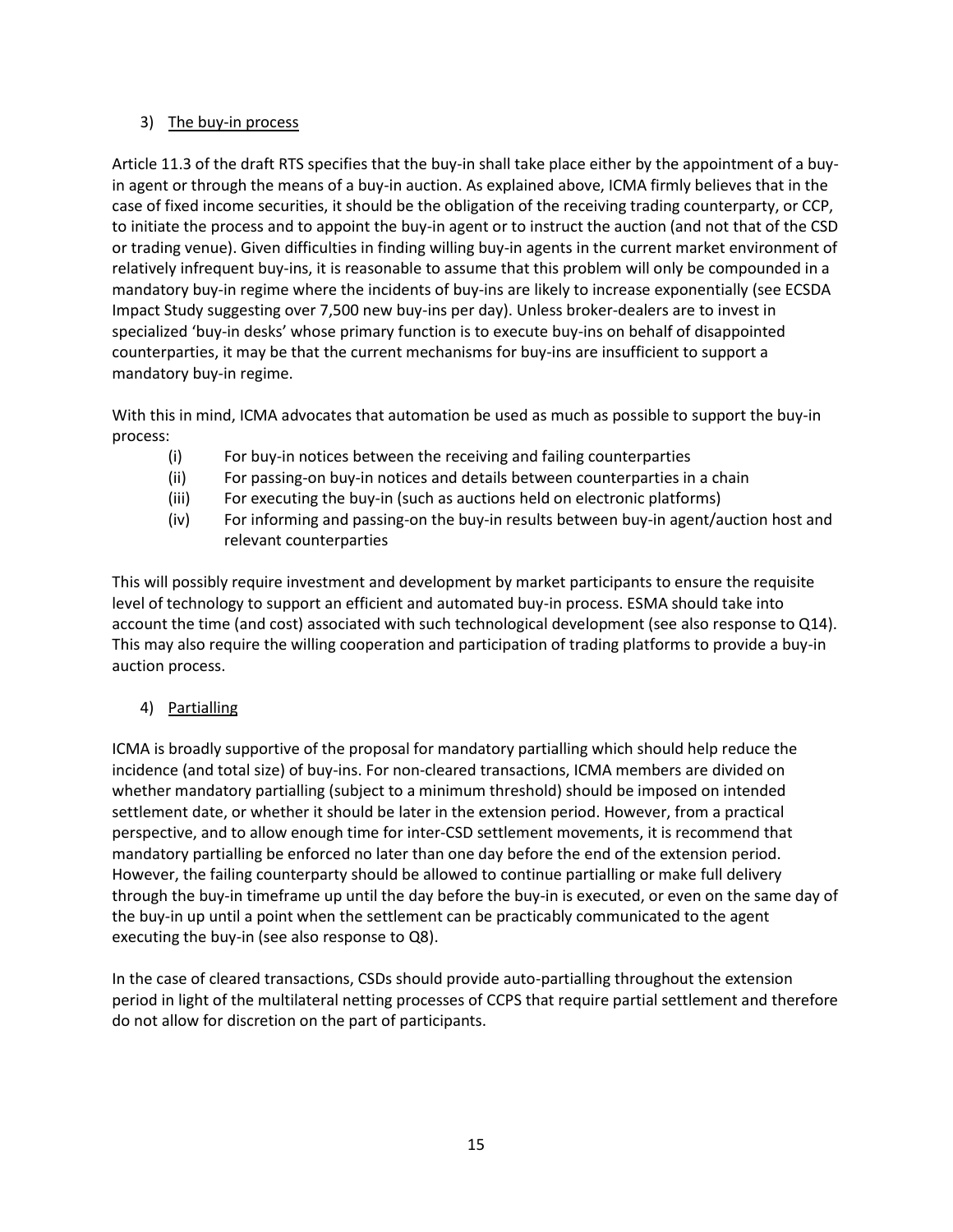3) The buy-in process

Article 11.3 of the draft RTS specifies that the buy-in shall take place either by the appointment of a buy-in agent or through the means of a buy-in auction. As explained above, ICMA firmly believes that in the case of fixed income securities, it should be the obligation of the receiving trading counterparty, or CCP, to initiate the process and to appoint the buy-in agent or to instruct the auction (and not that of the CSD or trading venue). Given difficulties in finding willing buy-in agents in the current market environment of relatively infrequent buy-ins, it is reasonable to assume that this problem will only be compounded in a mandatory buy-in regime where the incidents of buy-ins are likely to increase exponentially (see ECSDA Impact Study suggesting over 7,500 new buy-ins per day). Unless broker-dealers are to invest in specialized 'buy-in desks' whose primary function is to execute buy-ins on behalf of disappointed counterparties, it may be that the current mechanisms for buy-ins are insufficient to support a mandatory buy-in regime.

With this in mind, ICMA advocates that automation be used as much as possible to support the buy-in process:

(i) For buy-in notices between the receiving and failing counterparties
(ii) For passing-on buy-in notices and details between counterparties in a chain
(iii) For executing the buy-in (such as auctions held on electronic platforms)
(iv) For informing and passing-on the buy-in results between buy-in agent/auction host and relevant counterparties

This will possibly require investment and development by market participants to ensure the requisite level of technology to support an efficient and automated buy-in process. ESMA should take into account the time (and cost) associated with such technological development (see also response to Q14). This may also require the willing cooperation and participation of trading platforms to provide a buy-in auction process.

4) Partialling

ICMA is broadly supportive of the proposal for mandatory partialling which should help reduce the incidence (and total size) of buy-ins. For non-cleared transactions, ICMA members are divided on whether mandatory partialling (subject to a minimum threshold) should be imposed on intended settlement date, or whether it should be later in the extension period. However, from a practical perspective, and to allow enough time for inter-CSD settlement movements, it is recommend that mandatory partialling be enforced no later than one day before the end of the extension period. However, the failing counterparty should be allowed to continue partialling or make full delivery through the buy-in timeframe up until the day before the buy-in is executed, or even on the same day of the buy-in up until a point when the settlement can be practicably communicated to the agent executing the buy-in (see also response to Q8).

In the case of cleared transactions, CSDs should provide auto-partialling throughout the extension period in light of the multilateral netting processes of CCPS that require partial settlement and therefore do not allow for discretion on the part of participants.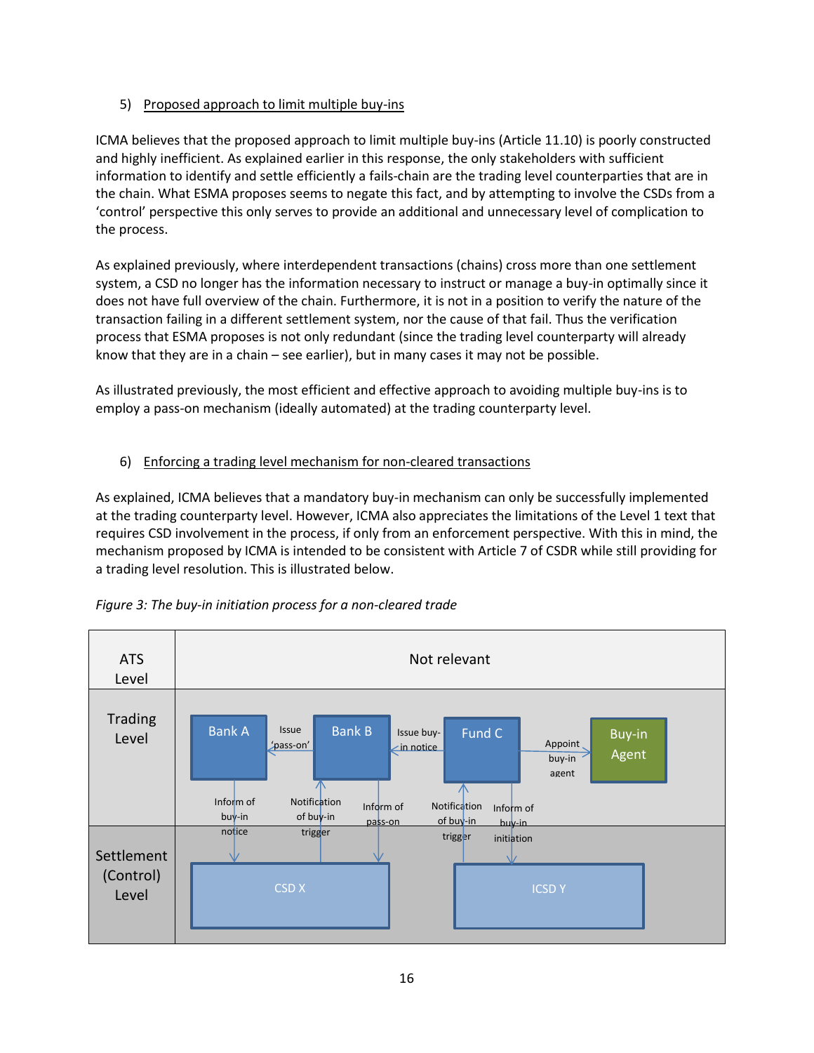5) Proposed approach to limit multiple buy-ins

ICMA believes that the proposed approach to limit multiple buy-ins (Article 11.10) is poorly constructed and highly inefficient. As explained earlier in this response, the only stakeholders with sufficient information to identify and settle efficiently a fails-chain are the trading level counterparties that are in the chain. What ESMA proposes seems to negate this fact, and by attempting to involve the CSDs from a 'control' perspective this only serves to provide an additional and unnecessary level of complication to the process.

As explained previously, where interdependent transactions (chains) cross more than one settlement system, a CSD no longer has the information necessary to instruct or manage a buy-in optimally since it does not have full overview of the chain. Furthermore, it is not in a position to verify the nature of the transaction failing in a different settlement system, nor the cause of that fail. Thus the verification process that ESMA proposes is not only redundant (since the trading level counterparty will already know that they are in a chain – see earlier), but in many cases it may not be possible.

As illustrated previously, the most efficient and effective approach to avoiding multiple buy-ins is to employ a pass-on mechanism (ideally automated) at the trading counterparty level.

6) Enforcing a trading level mechanism for non-cleared transactions

As explained, ICMA believes that a mandatory buy-in mechanism can only be successfully implemented at the trading counterparty level. However, ICMA also appreciates the limitations of the Level 1 text that requires CSD involvement in the process, if only from an enforcement perspective. With this in mind, the mechanism proposed by ICMA is intended to be consistent with Article 7 of CSDR while still providing for a trading level resolution. This is illustrated below.

*Figure 3: The buy-in initiation process for a non-cleared trade*

| Level | |
|---|---|
| ATS Level | Not relevant |
| Trading Level | Bank A ← Issue 'pass-on' ← Bank B ← Issue buy-in notice ← Fund C → Appoint buy-in agent → Buy-in Agent |
| Settlement (Control) Level | CSD X (Bank A: Inform of buy-in notice ↓; Bank B: Notification of buy-in trigger ↑; Inform of pass-on ↓) — ICSD Y (Fund C: Notification of buy-in trigger ↑; Inform of buy-in initiation ↓) |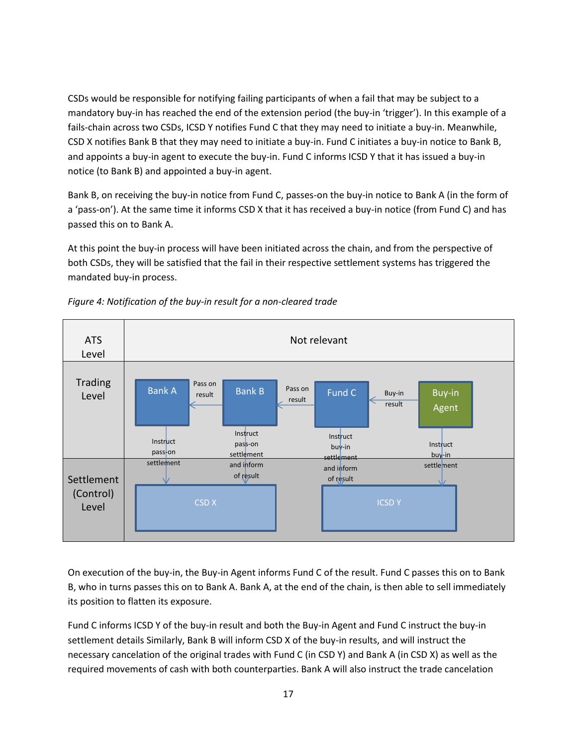CSDs would be responsible for notifying failing participants of when a fail that may be subject to a mandatory buy-in has reached the end of the extension period (the buy-in 'trigger'). In this example of a fails-chain across two CSDs, ICSD Y notifies Fund C that they may need to initiate a buy-in. Meanwhile, CSD X notifies Bank B that they may need to initiate a buy-in. Fund C initiates a buy-in notice to Bank B, and appoints a buy-in agent to execute the buy-in. Fund C informs ICSD Y that it has issued a buy-in notice (to Bank B) and appointed a buy-in agent.

Bank B, on receiving the buy-in notice from Fund C, passes-on the buy-in notice to Bank A (in the form of a 'pass-on'). At the same time it informs CSD X that it has received a buy-in notice (from Fund C) and has passed this on to Bank A.

At this point the buy-in process will have been initiated across the chain, and from the perspective of both CSDs, they will be satisfied that the fail in their respective settlement systems has triggered the mandated buy-in process.

*Figure 4: Notification of the buy-in result for a non-cleared trade*

| ATS Level | Not relevant |
|---|---|
| Trading Level | Bank A ← Pass on result ← Bank B ← Pass on result ← Fund C ← Buy-in result ← Buy-in Agent |
| Settlement (Control) Level | Bank A → Instruct pass-on settlement → CSD X; Bank B → Instruct pass-on settlement and inform of result → CSD X; Fund C → Instruct buy-in settlement and inform of result → ICSD Y; Buy-in Agent → Instruct buy-in settlement → ICSD Y |

On execution of the buy-in, the Buy-in Agent informs Fund C of the result. Fund C passes this on to Bank B, who in turns passes this on to Bank A. Bank A, at the end of the chain, is then able to sell immediately its position to flatten its exposure.

Fund C informs ICSD Y of the buy-in result and both the Buy-in Agent and Fund C instruct the buy-in settlement details Similarly, Bank B will inform CSD X of the buy-in results, and will instruct the necessary cancelation of the original trades with Fund C (in CSD Y) and Bank A (in CSD X) as well as the required movements of cash with both counterparties. Bank A will also instruct the trade cancelation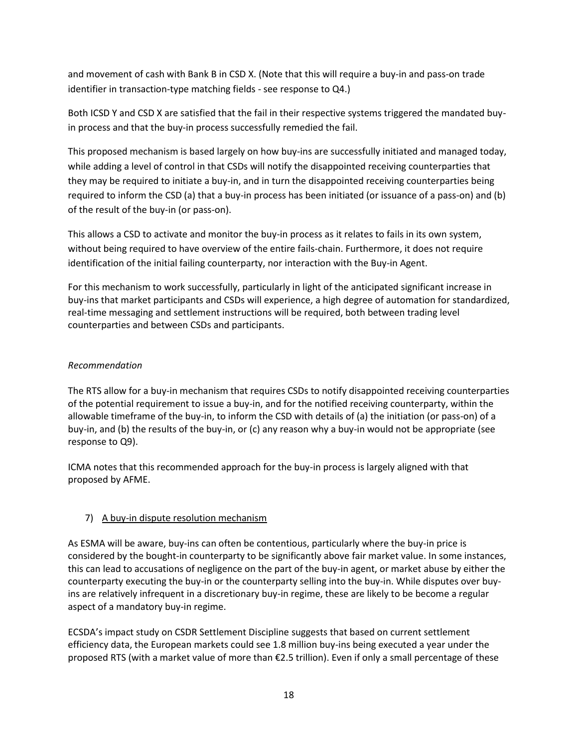and movement of cash with Bank B in CSD X. (Note that this will require a buy-in and pass-on trade identifier in transaction-type matching fields - see response to Q4.)

Both ICSD Y and CSD X are satisfied that the fail in their respective systems triggered the mandated buy-in process and that the buy-in process successfully remedied the fail.

This proposed mechanism is based largely on how buy-ins are successfully initiated and managed today, while adding a level of control in that CSDs will notify the disappointed receiving counterparties that they may be required to initiate a buy-in, and in turn the disappointed receiving counterparties being required to inform the CSD (a) that a buy-in process has been initiated (or issuance of a pass-on) and (b) of the result of the buy-in (or pass-on).

This allows a CSD to activate and monitor the buy-in process as it relates to fails in its own system, without being required to have overview of the entire fails-chain. Furthermore, it does not require identification of the initial failing counterparty, nor interaction with the Buy-in Agent.

For this mechanism to work successfully, particularly in light of the anticipated significant increase in buy-ins that market participants and CSDs will experience, a high degree of automation for standardized, real-time messaging and settlement instructions will be required, both between trading level counterparties and between CSDs and participants.

*Recommendation*

The RTS allow for a buy-in mechanism that requires CSDs to notify disappointed receiving counterparties of the potential requirement to issue a buy-in, and for the notified receiving counterparty, within the allowable timeframe of the buy-in, to inform the CSD with details of (a) the initiation (or pass-on) of a buy-in, and (b) the results of the buy-in, or (c) any reason why a buy-in would not be appropriate (see response to Q9).

ICMA notes that this recommended approach for the buy-in process is largely aligned with that proposed by AFME.

7) <u>A buy-in dispute resolution mechanism</u>

As ESMA will be aware, buy-ins can often be contentious, particularly where the buy-in price is considered by the bought-in counterparty to be significantly above fair market value. In some instances, this can lead to accusations of negligence on the part of the buy-in agent, or market abuse by either the counterparty executing the buy-in or the counterparty selling into the buy-in. While disputes over buy-ins are relatively infrequent in a discretionary buy-in regime, these are likely to be become a regular aspect of a mandatory buy-in regime.

ECSDA's impact study on CSDR Settlement Discipline suggests that based on current settlement efficiency data, the European markets could see 1.8 million buy-ins being executed a year under the proposed RTS (with a market value of more than €2.5 trillion). Even if only a small percentage of these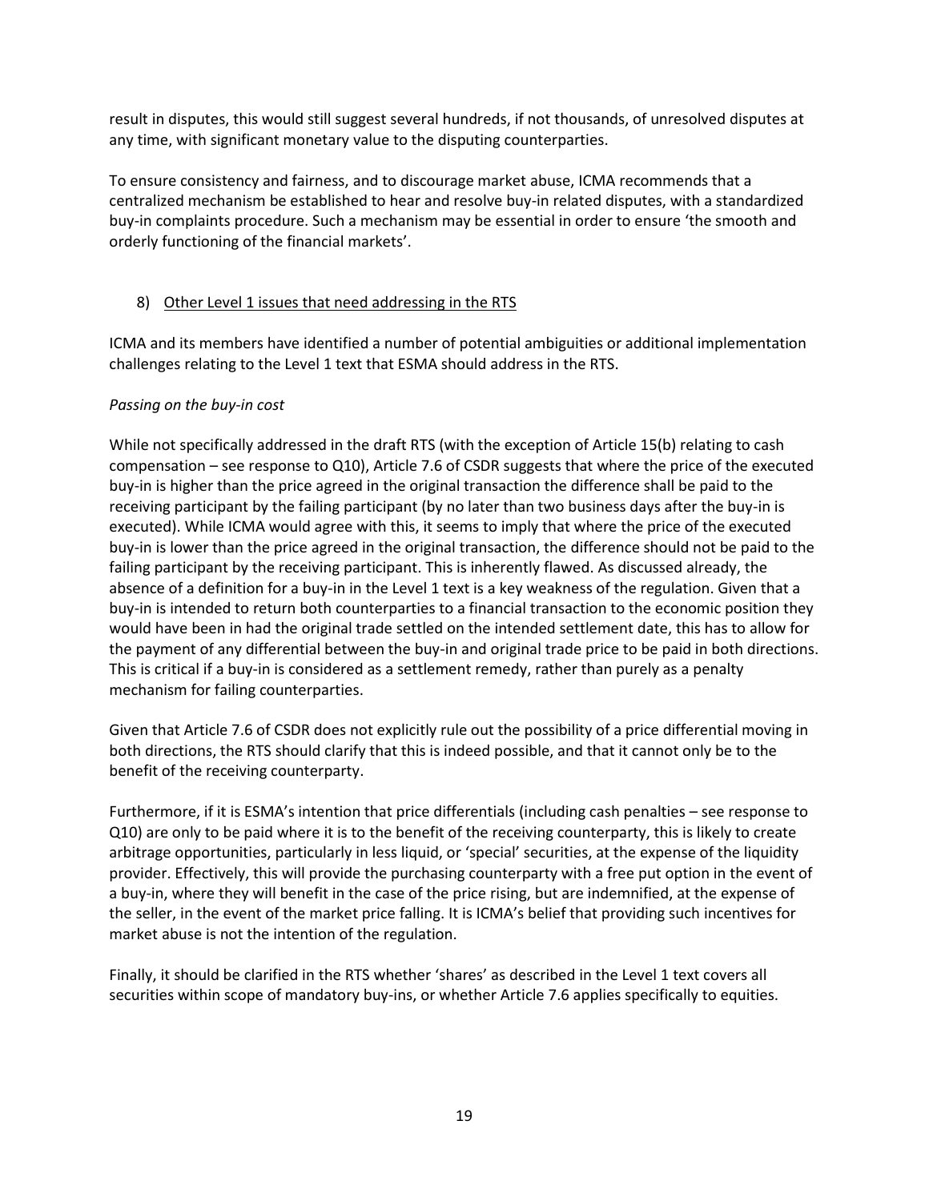result in disputes, this would still suggest several hundreds, if not thousands, of unresolved disputes at any time, with significant monetary value to the disputing counterparties.

To ensure consistency and fairness, and to discourage market abuse, ICMA recommends that a centralized mechanism be established to hear and resolve buy-in related disputes, with a standardized buy-in complaints procedure. Such a mechanism may be essential in order to ensure 'the smooth and orderly functioning of the financial markets'.

8) <u>Other Level 1 issues that need addressing in the RTS</u>

ICMA and its members have identified a number of potential ambiguities or additional implementation challenges relating to the Level 1 text that ESMA should address in the RTS.

*Passing on the buy-in cost*

While not specifically addressed in the draft RTS (with the exception of Article 15(b) relating to cash compensation – see response to Q10), Article 7.6 of CSDR suggests that where the price of the executed buy-in is higher than the price agreed in the original transaction the difference shall be paid to the receiving participant by the failing participant (by no later than two business days after the buy-in is executed). While ICMA would agree with this, it seems to imply that where the price of the executed buy-in is lower than the price agreed in the original transaction, the difference should not be paid to the failing participant by the receiving participant. This is inherently flawed. As discussed already, the absence of a definition for a buy-in in the Level 1 text is a key weakness of the regulation. Given that a buy-in is intended to return both counterparties to a financial transaction to the economic position they would have been in had the original trade settled on the intended settlement date, this has to allow for the payment of any differential between the buy-in and original trade price to be paid in both directions. This is critical if a buy-in is considered as a settlement remedy, rather than purely as a penalty mechanism for failing counterparties.

Given that Article 7.6 of CSDR does not explicitly rule out the possibility of a price differential moving in both directions, the RTS should clarify that this is indeed possible, and that it cannot only be to the benefit of the receiving counterparty.

Furthermore, if it is ESMA's intention that price differentials (including cash penalties – see response to Q10) are only to be paid where it is to the benefit of the receiving counterparty, this is likely to create arbitrage opportunities, particularly in less liquid, or 'special' securities, at the expense of the liquidity provider. Effectively, this will provide the purchasing counterparty with a free put option in the event of a buy-in, where they will benefit in the case of the price rising, but are indemnified, at the expense of the seller, in the event of the market price falling. It is ICMA's belief that providing such incentives for market abuse is not the intention of the regulation.

Finally, it should be clarified in the RTS whether 'shares' as described in the Level 1 text covers all securities within scope of mandatory buy-ins, or whether Article 7.6 applies specifically to equities.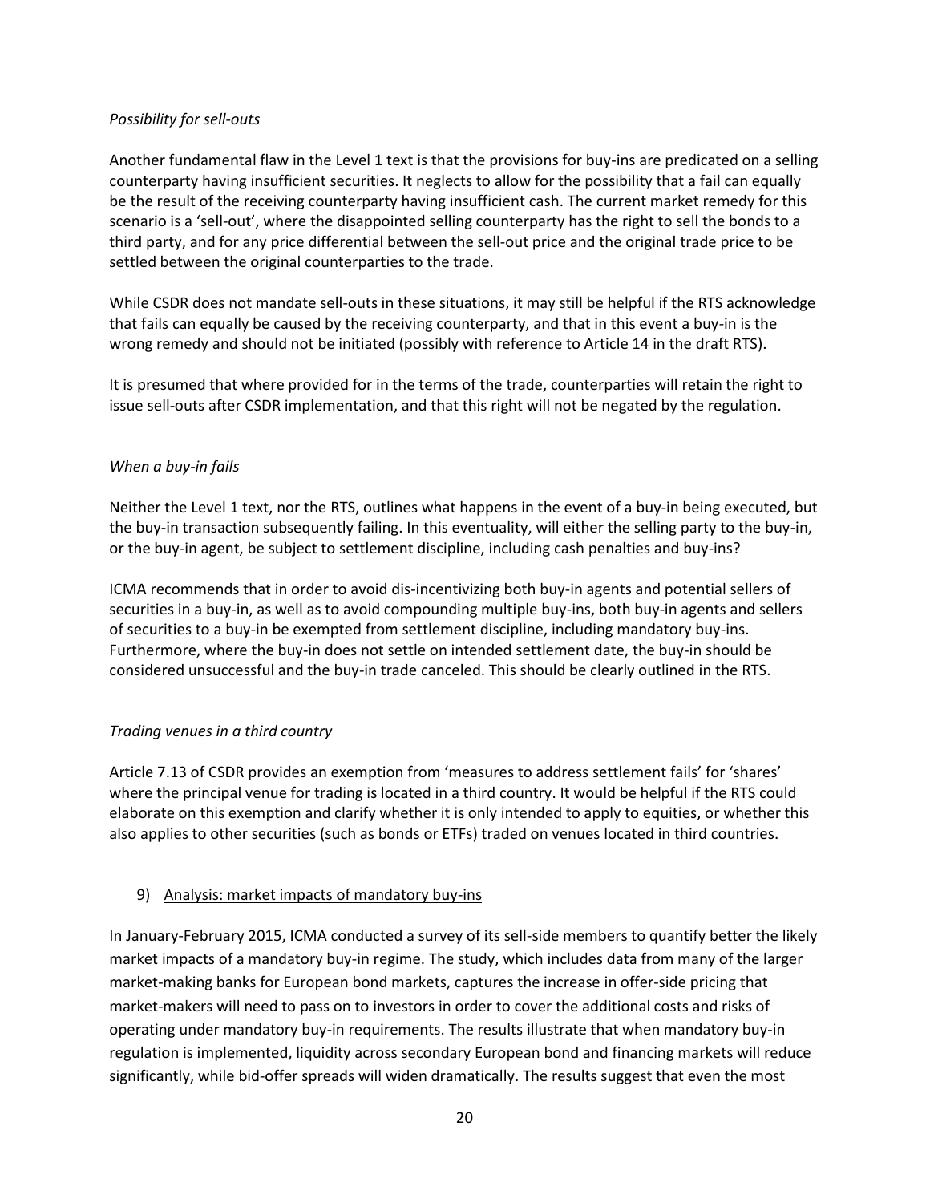*Possibility for sell-outs*

Another fundamental flaw in the Level 1 text is that the provisions for buy-ins are predicated on a selling counterparty having insufficient securities. It neglects to allow for the possibility that a fail can equally be the result of the receiving counterparty having insufficient cash. The current market remedy for this scenario is a 'sell-out', where the disappointed selling counterparty has the right to sell the bonds to a third party, and for any price differential between the sell-out price and the original trade price to be settled between the original counterparties to the trade.

While CSDR does not mandate sell-outs in these situations, it may still be helpful if the RTS acknowledge that fails can equally be caused by the receiving counterparty, and that in this event a buy-in is the wrong remedy and should not be initiated (possibly with reference to Article 14 in the draft RTS).

It is presumed that where provided for in the terms of the trade, counterparties will retain the right to issue sell-outs after CSDR implementation, and that this right will not be negated by the regulation.

*When a buy-in fails*

Neither the Level 1 text, nor the RTS, outlines what happens in the event of a buy-in being executed, but the buy-in transaction subsequently failing. In this eventuality, will either the selling party to the buy-in, or the buy-in agent, be subject to settlement discipline, including cash penalties and buy-ins?

ICMA recommends that in order to avoid dis-incentivizing both buy-in agents and potential sellers of securities in a buy-in, as well as to avoid compounding multiple buy-ins, both buy-in agents and sellers of securities to a buy-in be exempted from settlement discipline, including mandatory buy-ins. Furthermore, where the buy-in does not settle on intended settlement date, the buy-in should be considered unsuccessful and the buy-in trade canceled. This should be clearly outlined in the RTS.

*Trading venues in a third country*

Article 7.13 of CSDR provides an exemption from 'measures to address settlement fails' for 'shares' where the principal venue for trading is located in a third country. It would be helpful if the RTS could elaborate on this exemption and clarify whether it is only intended to apply to equities, or whether this also applies to other securities (such as bonds or ETFs) traded on venues located in third countries.

9) <u>Analysis: market impacts of mandatory buy-ins</u>

In January-February 2015, ICMA conducted a survey of its sell-side members to quantify better the likely market impacts of a mandatory buy-in regime. The study, which includes data from many of the larger market-making banks for European bond markets, captures the increase in offer-side pricing that market-makers will need to pass on to investors in order to cover the additional costs and risks of operating under mandatory buy-in requirements. The results illustrate that when mandatory buy-in regulation is implemented, liquidity across secondary European bond and financing markets will reduce significantly, while bid-offer spreads will widen dramatically. The results suggest that even the most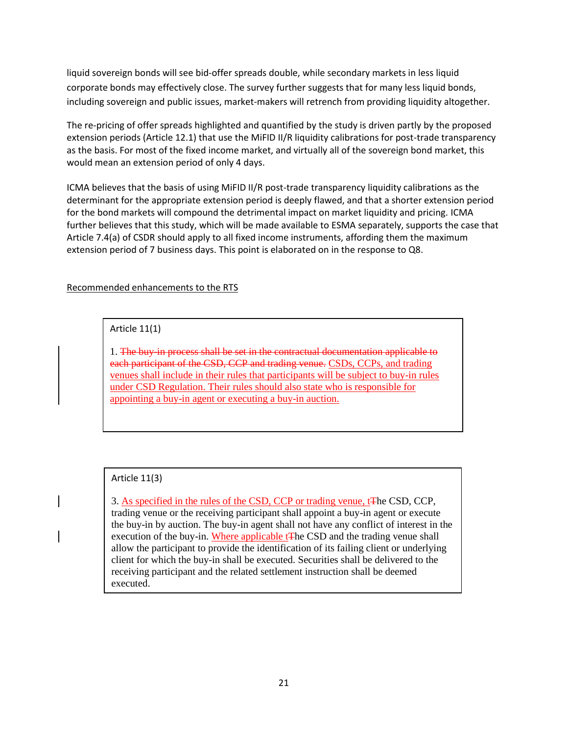liquid sovereign bonds will see bid-offer spreads double, while secondary markets in less liquid corporate bonds may effectively close. The survey further suggests that for many less liquid bonds, including sovereign and public issues, market-makers will retrench from providing liquidity altogether.

The re-pricing of offer spreads highlighted and quantified by the study is driven partly by the proposed extension periods (Article 12.1) that use the MiFID II/R liquidity calibrations for post-trade transparency as the basis. For most of the fixed income market, and virtually all of the sovereign bond market, this would mean an extension period of only 4 days.

ICMA believes that the basis of using MiFID II/R post-trade transparency liquidity calibrations as the determinant for the appropriate extension period is deeply flawed, and that a shorter extension period for the bond markets will compound the detrimental impact on market liquidity and pricing. ICMA further believes that this study, which will be made available to ESMA separately, supports the case that Article 7.4(a) of CSDR should apply to all fixed income instruments, affording them the maximum extension period of 7 business days. This point is elaborated on in the response to Q8.

Recommended enhancements to the RTS

> Article 11(1)
>
> 1. ~~The buy-in process shall be set in the contractual documentation applicable to each participant of the CSD, CCP and trading venue.~~ CSDs, CCPs, and trading venues shall include in their rules that participants will be subject to buy-in rules under CSD Regulation. Their rules should also state who is responsible for appointing a buy-in agent or executing a buy-in auction.

> Article 11(3)
>
> 3. As specified in the rules of the CSD, CCP or trading venue, t~~T~~he CSD, CCP, trading venue or the receiving participant shall appoint a buy-in agent or execute the buy-in by auction. The buy-in agent shall not have any conflict of interest in the execution of the buy-in. Where applicable t~~T~~he CSD and the trading venue shall allow the participant to provide the identification of its failing client or underlying client for which the buy-in shall be executed. Securities shall be delivered to the receiving participant and the related settlement instruction shall be deemed executed.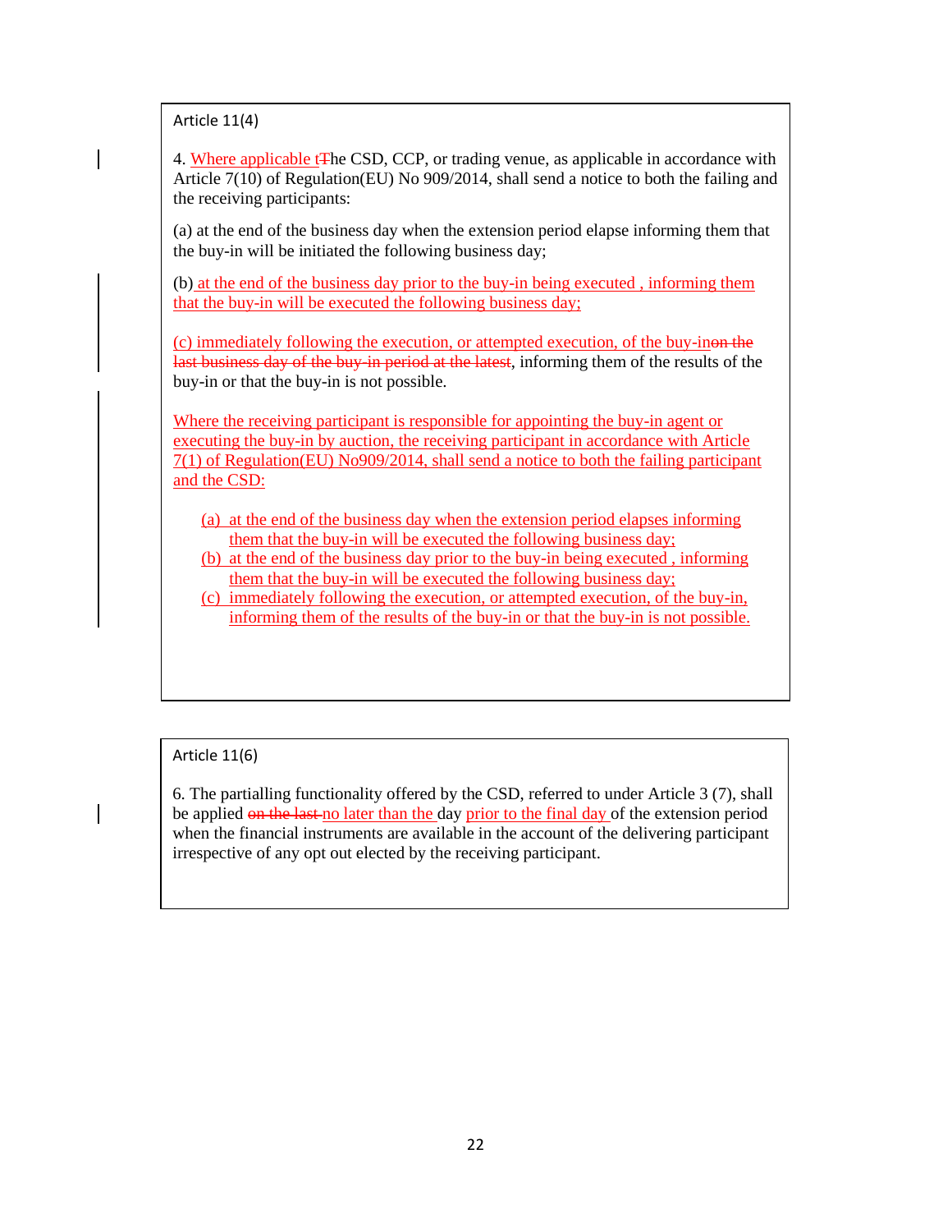Article 11(4)

4. Where applicable t~~T~~he CSD, CCP, or trading venue, as applicable in accordance with Article 7(10) of Regulation(EU) No 909/2014, shall send a notice to both the failing and the receiving participants:

(a) at the end of the business day when the extension period elapse informing them that the buy-in will be initiated the following business day;

(b) at the end of the business day prior to the buy-in being executed , informing them that the buy-in will be executed the following business day;

(c) immediately following the execution, or attempted execution, of the buy-in~~on the last business day of the buy-in period at the latest~~, informing them of the results of the buy-in or that the buy-in is not possible.

Where the receiving participant is responsible for appointing the buy-in agent or executing the buy-in by auction, the receiving participant in accordance with Article 7(1) of Regulation(EU) No909/2014, shall send a notice to both the failing participant and the CSD:

(a) at the end of the business day when the extension period elapses informing them that the buy-in will be executed the following business day;
(b) at the end of the business day prior to the buy-in being executed , informing them that the buy-in will be executed the following business day;
(c) immediately following the execution, or attempted execution, of the buy-in, informing them of the results of the buy-in or that the buy-in is not possible.

Article 11(6)

6. The partialling functionality offered by the CSD, referred to under Article 3 (7), shall be applied ~~on the last~~ no later than the day prior to the final day of the extension period when the financial instruments are available in the account of the delivering participant irrespective of any opt out elected by the receiving participant.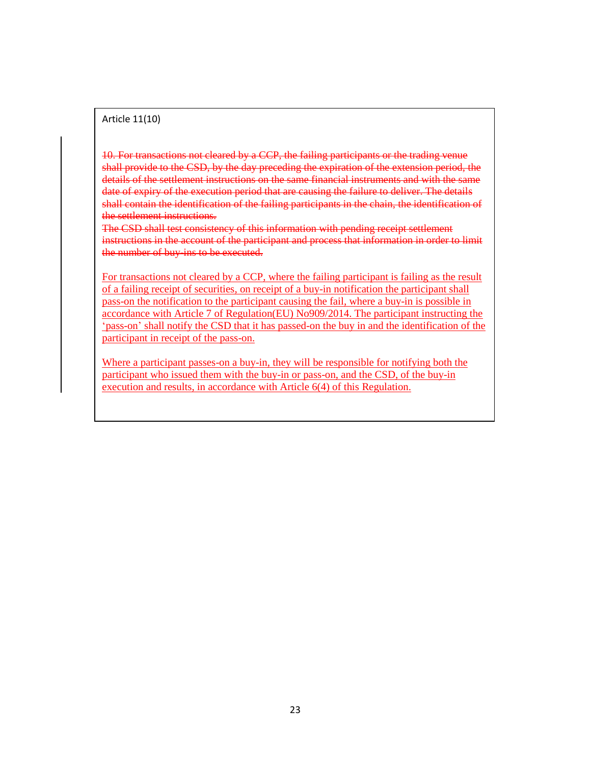Article 11(10)

~~10. For transactions not cleared by a CCP, the failing participants or the trading venue shall provide to the CSD, by the day preceding the expiration of the extension period, the details of the settlement instructions on the same financial instruments and with the same date of expiry of the execution period that are causing the failure to deliver. The details shall contain the identification of the failing participants in the chain, the identification of the settlement instructions.~~
~~The CSD shall test consistency of this information with pending receipt settlement instructions in the account of the participant and process that information in order to limit the number of buy-ins to be executed.~~

<u>For transactions not cleared by a CCP, where the failing participant is failing as the result of a failing receipt of securities, on receipt of a buy-in notification the participant shall pass-on the notification to the participant causing the fail, where a buy-in is possible in accordance with Article 7 of Regulation(EU) No909/2014. The participant instructing the 'pass-on' shall notify the CSD that it has passed-on the buy in and the identification of the participant in receipt of the pass-on.</u>

<u>Where a participant passes-on a buy-in, they will be responsible for notifying both the participant who issued them with the buy-in or pass-on, and the CSD, of the buy-in execution and results, in accordance with Article 6(4) of this Regulation.</u>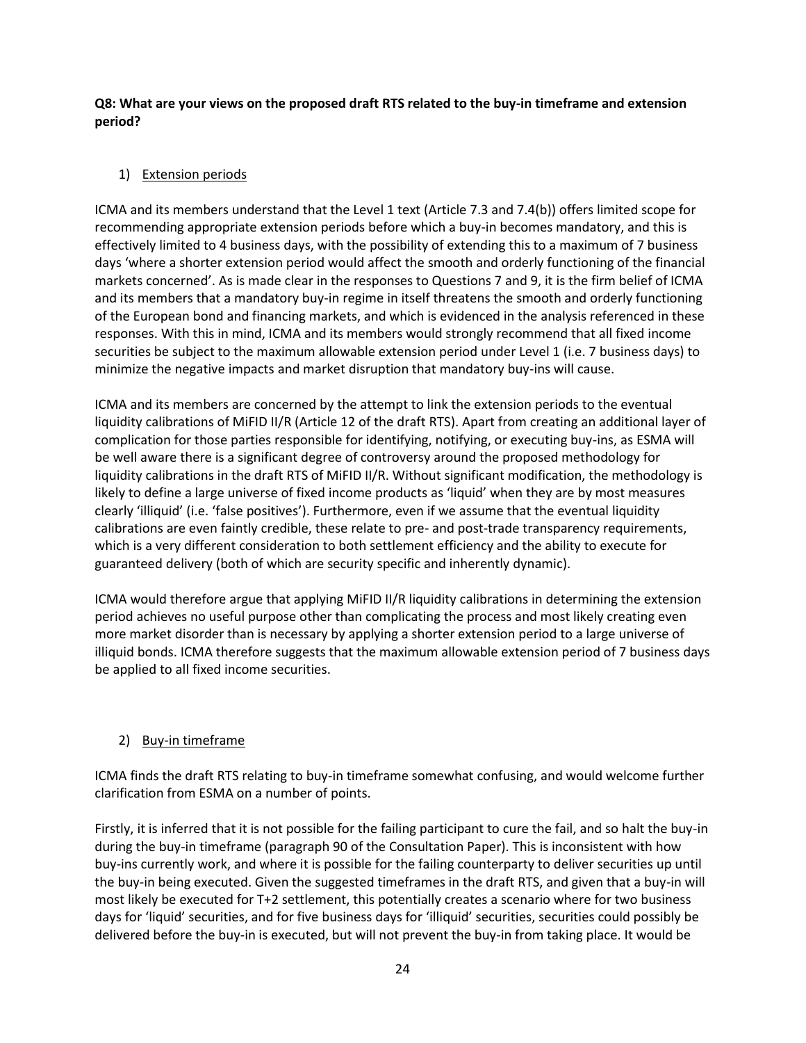**Q8: What are your views on the proposed draft RTS related to the buy-in timeframe and extension period?**

1) <u>Extension periods</u>

ICMA and its members understand that the Level 1 text (Article 7.3 and 7.4(b)) offers limited scope for recommending appropriate extension periods before which a buy-in becomes mandatory, and this is effectively limited to 4 business days, with the possibility of extending this to a maximum of 7 business days 'where a shorter extension period would affect the smooth and orderly functioning of the financial markets concerned'. As is made clear in the responses to Questions 7 and 9, it is the firm belief of ICMA and its members that a mandatory buy-in regime in itself threatens the smooth and orderly functioning of the European bond and financing markets, and which is evidenced in the analysis referenced in these responses. With this in mind, ICMA and its members would strongly recommend that all fixed income securities be subject to the maximum allowable extension period under Level 1 (i.e. 7 business days) to minimize the negative impacts and market disruption that mandatory buy-ins will cause.

ICMA and its members are concerned by the attempt to link the extension periods to the eventual liquidity calibrations of MiFID II/R (Article 12 of the draft RTS). Apart from creating an additional layer of complication for those parties responsible for identifying, notifying, or executing buy-ins, as ESMA will be well aware there is a significant degree of controversy around the proposed methodology for liquidity calibrations in the draft RTS of MiFID II/R. Without significant modification, the methodology is likely to define a large universe of fixed income products as 'liquid' when they are by most measures clearly 'illiquid' (i.e. 'false positives'). Furthermore, even if we assume that the eventual liquidity calibrations are even faintly credible, these relate to pre- and post-trade transparency requirements, which is a very different consideration to both settlement efficiency and the ability to execute for guaranteed delivery (both of which are security specific and inherently dynamic).

ICMA would therefore argue that applying MiFID II/R liquidity calibrations in determining the extension period achieves no useful purpose other than complicating the process and most likely creating even more market disorder than is necessary by applying a shorter extension period to a large universe of illiquid bonds. ICMA therefore suggests that the maximum allowable extension period of 7 business days be applied to all fixed income securities.

2) <u>Buy-in timeframe</u>

ICMA finds the draft RTS relating to buy-in timeframe somewhat confusing, and would welcome further clarification from ESMA on a number of points.

Firstly, it is inferred that it is not possible for the failing participant to cure the fail, and so halt the buy-in during the buy-in timeframe (paragraph 90 of the Consultation Paper). This is inconsistent with how buy-ins currently work, and where it is possible for the failing counterparty to deliver securities up until the buy-in being executed. Given the suggested timeframes in the draft RTS, and given that a buy-in will most likely be executed for T+2 settlement, this potentially creates a scenario where for two business days for 'liquid' securities, and for five business days for 'illiquid' securities, securities could possibly be delivered before the buy-in is executed, but will not prevent the buy-in from taking place. It would be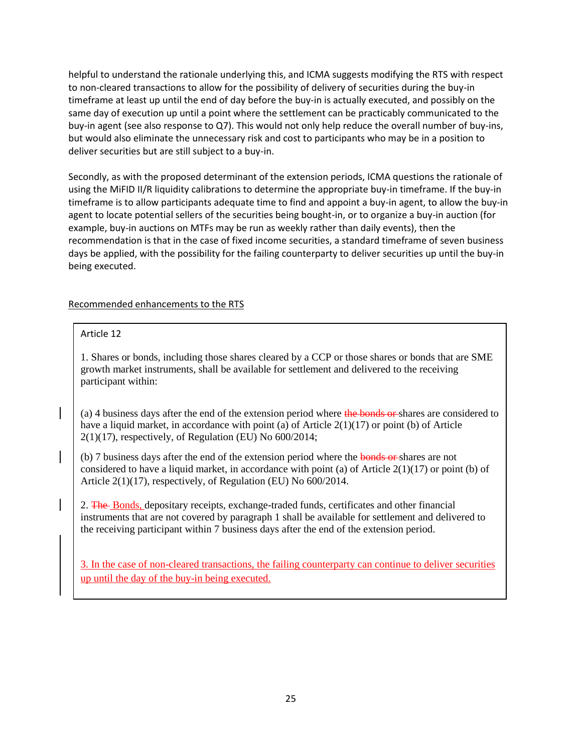helpful to understand the rationale underlying this, and ICMA suggests modifying the RTS with respect to non-cleared transactions to allow for the possibility of delivery of securities during the buy-in timeframe at least up until the end of day before the buy-in is actually executed, and possibly on the same day of execution up until a point where the settlement can be practicably communicated to the buy-in agent (see also response to Q7). This would not only help reduce the overall number of buy-ins, but would also eliminate the unnecessary risk and cost to participants who may be in a position to deliver securities but are still subject to a buy-in.

Secondly, as with the proposed determinant of the extension periods, ICMA questions the rationale of using the MiFID II/R liquidity calibrations to determine the appropriate buy-in timeframe. If the buy-in timeframe is to allow participants adequate time to find and appoint a buy-in agent, to allow the buy-in agent to locate potential sellers of the securities being bought-in, or to organize a buy-in auction (for example, buy-in auctions on MTFs may be run as weekly rather than daily events), then the recommendation is that in the case of fixed income securities, a standard timeframe of seven business days be applied, with the possibility for the failing counterparty to deliver securities up until the buy-in being executed.

Recommended enhancements to the RTS

> Article 12
>
> 1. Shares or bonds, including those shares cleared by a CCP or those shares or bonds that are SME growth market instruments, shall be available for settlement and delivered to the receiving participant within:
>
> (a) 4 business days after the end of the extension period where ~~the bonds or~~ shares are considered to have a liquid market, in accordance with point (a) of Article 2(1)(17) or point (b) of Article 2(1)(17), respectively, of Regulation (EU) No 600/2014;
>
> (b) 7 business days after the end of the extension period where the ~~bonds or~~ shares are not considered to have a liquid market, in accordance with point (a) of Article 2(1)(17) or point (b) of Article 2(1)(17), respectively, of Regulation (EU) No 600/2014.
>
> 2. ~~The~~ Bonds, depositary receipts, exchange-traded funds, certificates and other financial instruments that are not covered by paragraph 1 shall be available for settlement and delivered to the receiving participant within 7 business days after the end of the extension period.
>
> 3. In the case of non-cleared transactions, the failing counterparty can continue to deliver securities up until the day of the buy-in being executed.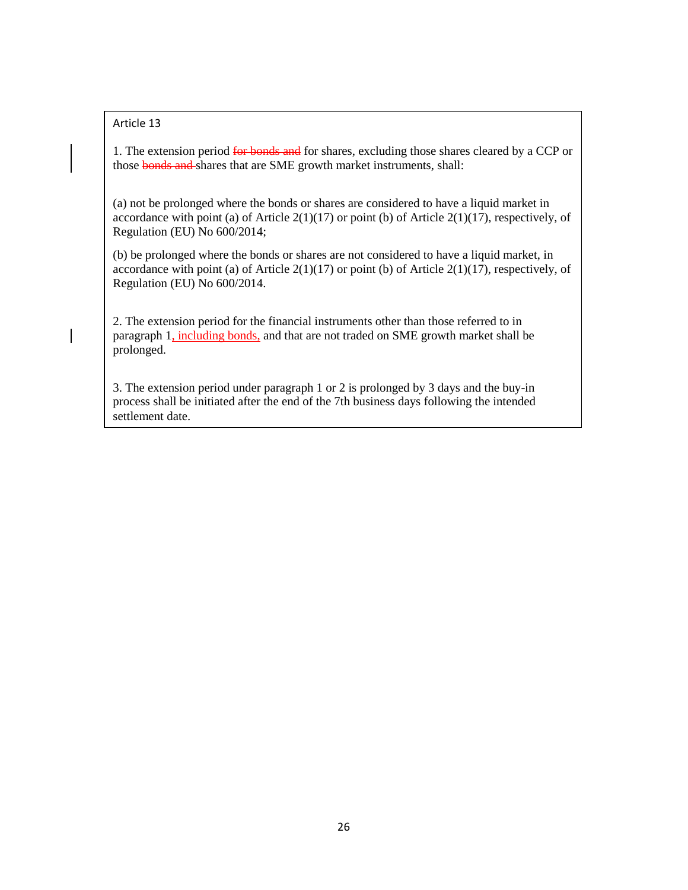Article 13

1. The extension period ~~for bonds and~~ for shares, excluding those shares cleared by a CCP or those ~~bonds and~~ shares that are SME growth market instruments, shall:

(a) not be prolonged where the bonds or shares are considered to have a liquid market in accordance with point (a) of Article 2(1)(17) or point (b) of Article 2(1)(17), respectively, of Regulation (EU) No 600/2014;

(b) be prolonged where the bonds or shares are not considered to have a liquid market, in accordance with point (a) of Article 2(1)(17) or point (b) of Article 2(1)(17), respectively, of Regulation (EU) No 600/2014.

2. The extension period for the financial instruments other than those referred to in paragraph 1, including bonds, and that are not traded on SME growth market shall be prolonged.

3. The extension period under paragraph 1 or 2 is prolonged by 3 days and the buy-in process shall be initiated after the end of the 7th business days following the intended settlement date.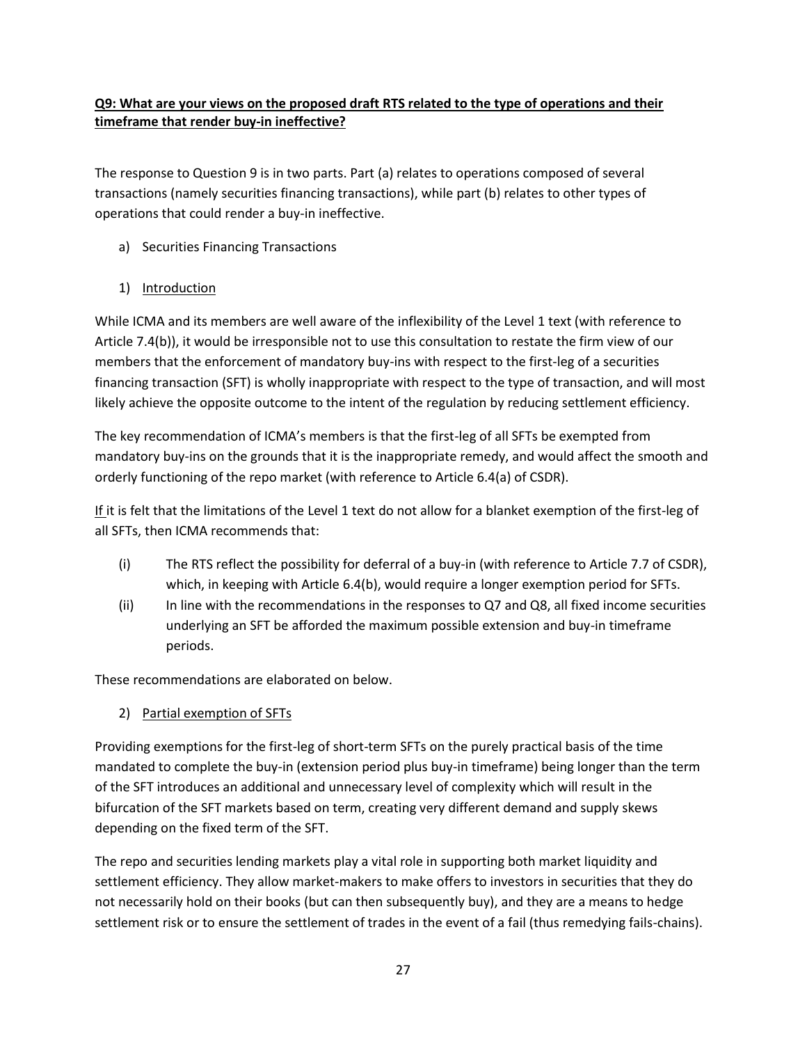**Q9: What are your views on the proposed draft RTS related to the type of operations and their timeframe that render buy-in ineffective?**

The response to Question 9 is in two parts. Part (a) relates to operations composed of several transactions (namely securities financing transactions), while part (b) relates to other types of operations that could render a buy-in ineffective.

a) Securities Financing Transactions

1) Introduction

While ICMA and its members are well aware of the inflexibility of the Level 1 text (with reference to Article 7.4(b)), it would be irresponsible not to use this consultation to restate the firm view of our members that the enforcement of mandatory buy-ins with respect to the first-leg of a securities financing transaction (SFT) is wholly inappropriate with respect to the type of transaction, and will most likely achieve the opposite outcome to the intent of the regulation by reducing settlement efficiency.

The key recommendation of ICMA's members is that the first-leg of all SFTs be exempted from mandatory buy-ins on the grounds that it is the inappropriate remedy, and would affect the smooth and orderly functioning of the repo market (with reference to Article 6.4(a) of CSDR).

If it is felt that the limitations of the Level 1 text do not allow for a blanket exemption of the first-leg of all SFTs, then ICMA recommends that:

(i) The RTS reflect the possibility for deferral of a buy-in (with reference to Article 7.7 of CSDR), which, in keeping with Article 6.4(b), would require a longer exemption period for SFTs.

(ii) In line with the recommendations in the responses to Q7 and Q8, all fixed income securities underlying an SFT be afforded the maximum possible extension and buy-in timeframe periods.

These recommendations are elaborated on below.

2) Partial exemption of SFTs

Providing exemptions for the first-leg of short-term SFTs on the purely practical basis of the time mandated to complete the buy-in (extension period plus buy-in timeframe) being longer than the term of the SFT introduces an additional and unnecessary level of complexity which will result in the bifurcation of the SFT markets based on term, creating very different demand and supply skews depending on the fixed term of the SFT.

The repo and securities lending markets play a vital role in supporting both market liquidity and settlement efficiency. They allow market-makers to make offers to investors in securities that they do not necessarily hold on their books (but can then subsequently buy), and they are a means to hedge settlement risk or to ensure the settlement of trades in the event of a fail (thus remedying fails-chains).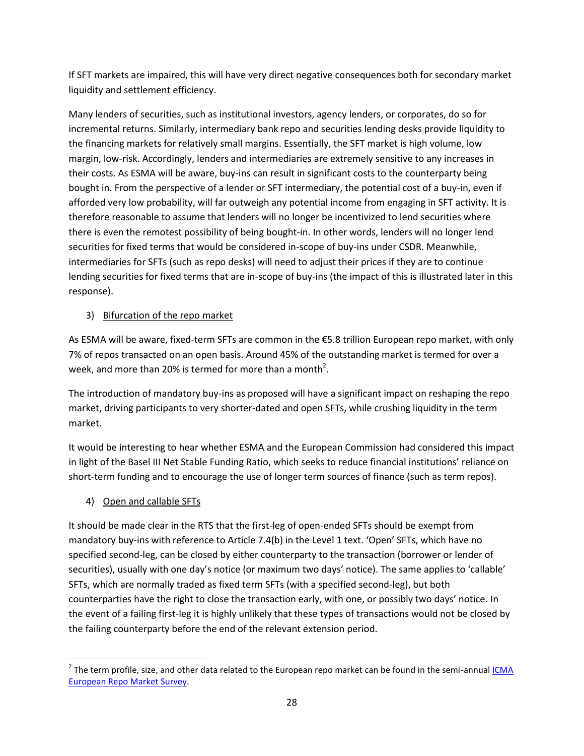If SFT markets are impaired, this will have very direct negative consequences both for secondary market liquidity and settlement efficiency.

Many lenders of securities, such as institutional investors, agency lenders, or corporates, do so for incremental returns. Similarly, intermediary bank repo and securities lending desks provide liquidity to the financing markets for relatively small margins. Essentially, the SFT market is high volume, low margin, low-risk. Accordingly, lenders and intermediaries are extremely sensitive to any increases in their costs. As ESMA will be aware, buy-ins can result in significant costs to the counterparty being bought in. From the perspective of a lender or SFT intermediary, the potential cost of a buy-in, even if afforded very low probability, will far outweigh any potential income from engaging in SFT activity. It is therefore reasonable to assume that lenders will no longer be incentivized to lend securities where there is even the remotest possibility of being bought-in. In other words, lenders will no longer lend securities for fixed terms that would be considered in-scope of buy-ins under CSDR. Meanwhile, intermediaries for SFTs (such as repo desks) will need to adjust their prices if they are to continue lending securities for fixed terms that are in-scope of buy-ins (the impact of this is illustrated later in this response).

3) Bifurcation of the repo market

As ESMA will be aware, fixed-term SFTs are common in the €5.8 trillion European repo market, with only 7% of repos transacted on an open basis. Around 45% of the outstanding market is termed for over a week, and more than 20% is termed for more than a month[2].

The introduction of mandatory buy-ins as proposed will have a significant impact on reshaping the repo market, driving participants to very shorter-dated and open SFTs, while crushing liquidity in the term market.

It would be interesting to hear whether ESMA and the European Commission had considered this impact in light of the Basel III Net Stable Funding Ratio, which seeks to reduce financial institutions' reliance on short-term funding and to encourage the use of longer term sources of finance (such as term repos).

4) Open and callable SFTs

It should be made clear in the RTS that the first-leg of open-ended SFTs should be exempt from mandatory buy-ins with reference to Article 7.4(b) in the Level 1 text. 'Open' SFTs, which have no specified second-leg, can be closed by either counterparty to the transaction (borrower or lender of securities), usually with one day's notice (or maximum two days' notice). The same applies to 'callable' SFTs, which are normally traded as fixed term SFTs (with a specified second-leg), but both counterparties have the right to close the transaction early, with one, or possibly two days' notice. In the event of a failing first-leg it is highly unlikely that these types of transactions would not be closed by the failing counterparty before the end of the relevant extension period.

[2] The term profile, size, and other data related to the European repo market can be found in the semi-annual ICMA European Repo Market Survey.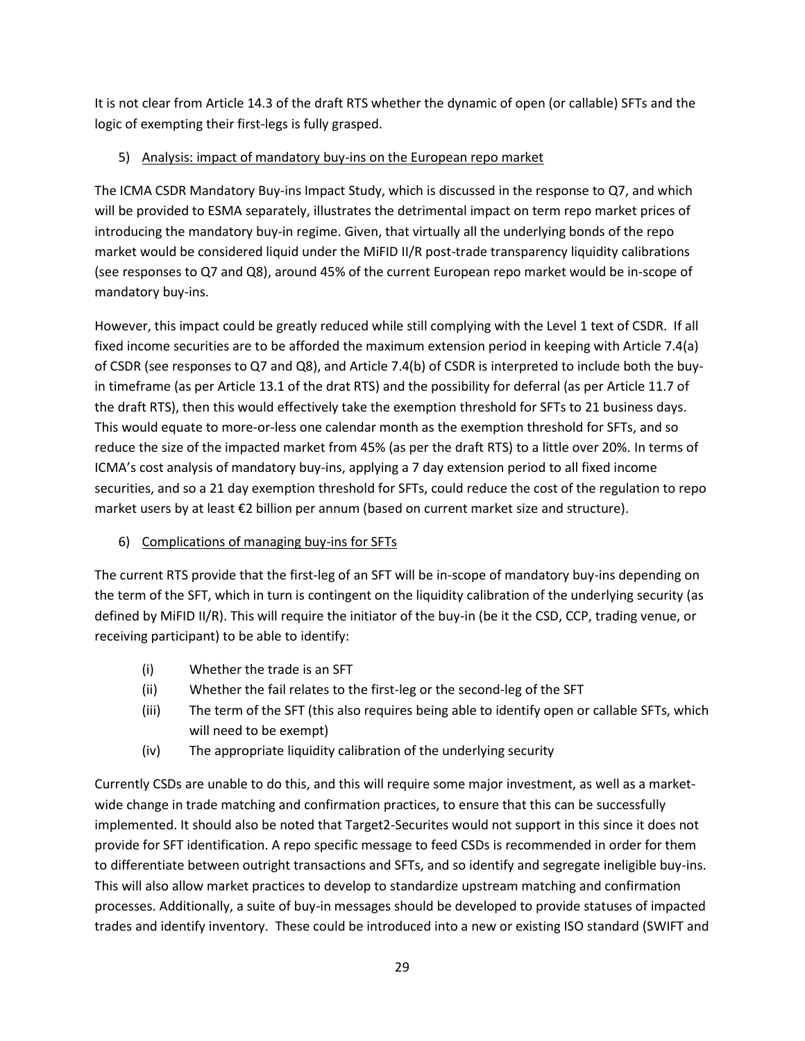It is not clear from Article 14.3 of the draft RTS whether the dynamic of open (or callable) SFTs and the logic of exempting their first-legs is fully grasped.

5) Analysis: impact of mandatory buy-ins on the European repo market

The ICMA CSDR Mandatory Buy-ins Impact Study, which is discussed in the response to Q7, and which will be provided to ESMA separately, illustrates the detrimental impact on term repo market prices of introducing the mandatory buy-in regime. Given, that virtually all the underlying bonds of the repo market would be considered liquid under the MiFID II/R post-trade transparency liquidity calibrations (see responses to Q7 and Q8), around 45% of the current European repo market would be in-scope of mandatory buy-ins.

However, this impact could be greatly reduced while still complying with the Level 1 text of CSDR. If all fixed income securities are to be afforded the maximum extension period in keeping with Article 7.4(a) of CSDR (see responses to Q7 and Q8), and Article 7.4(b) of CSDR is interpreted to include both the buy-in timeframe (as per Article 13.1 of the drat RTS) and the possibility for deferral (as per Article 11.7 of the draft RTS), then this would effectively take the exemption threshold for SFTs to 21 business days. This would equate to more-or-less one calendar month as the exemption threshold for SFTs, and so reduce the size of the impacted market from 45% (as per the draft RTS) to a little over 20%. In terms of ICMA's cost analysis of mandatory buy-ins, applying a 7 day extension period to all fixed income securities, and so a 21 day exemption threshold for SFTs, could reduce the cost of the regulation to repo market users by at least €2 billion per annum (based on current market size and structure).

6) Complications of managing buy-ins for SFTs

The current RTS provide that the first-leg of an SFT will be in-scope of mandatory buy-ins depending on the term of the SFT, which in turn is contingent on the liquidity calibration of the underlying security (as defined by MiFID II/R). This will require the initiator of the buy-in (be it the CSD, CCP, trading venue, or receiving participant) to be able to identify:

(i) Whether the trade is an SFT
(ii) Whether the fail relates to the first-leg or the second-leg of the SFT
(iii) The term of the SFT (this also requires being able to identify open or callable SFTs, which will need to be exempt)
(iv) The appropriate liquidity calibration of the underlying security

Currently CSDs are unable to do this, and this will require some major investment, as well as a market-wide change in trade matching and confirmation practices, to ensure that this can be successfully implemented. It should also be noted that Target2-Securites would not support in this since it does not provide for SFT identification. A repo specific message to feed CSDs is recommended in order for them to differentiate between outright transactions and SFTs, and so identify and segregate ineligible buy-ins. This will also allow market practices to develop to standardize upstream matching and confirmation processes. Additionally, a suite of buy-in messages should be developed to provide statuses of impacted trades and identify inventory. These could be introduced into a new or existing ISO standard (SWIFT and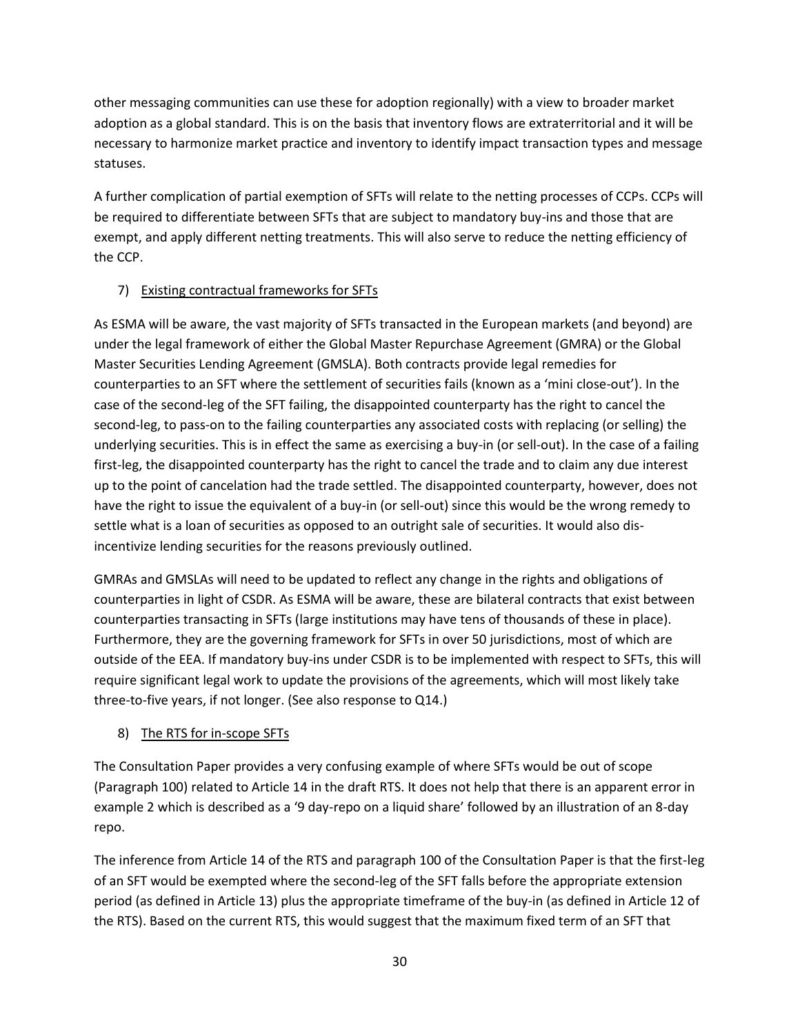other messaging communities can use these for adoption regionally) with a view to broader market adoption as a global standard. This is on the basis that inventory flows are extraterritorial and it will be necessary to harmonize market practice and inventory to identify impact transaction types and message statuses.

A further complication of partial exemption of SFTs will relate to the netting processes of CCPs. CCPs will be required to differentiate between SFTs that are subject to mandatory buy-ins and those that are exempt, and apply different netting treatments. This will also serve to reduce the netting efficiency of the CCP.

7) Existing contractual frameworks for SFTs

As ESMA will be aware, the vast majority of SFTs transacted in the European markets (and beyond) are under the legal framework of either the Global Master Repurchase Agreement (GMRA) or the Global Master Securities Lending Agreement (GMSLA). Both contracts provide legal remedies for counterparties to an SFT where the settlement of securities fails (known as a 'mini close-out'). In the case of the second-leg of the SFT failing, the disappointed counterparty has the right to cancel the second-leg, to pass-on to the failing counterparties any associated costs with replacing (or selling) the underlying securities. This is in effect the same as exercising a buy-in (or sell-out). In the case of a failing first-leg, the disappointed counterparty has the right to cancel the trade and to claim any due interest up to the point of cancelation had the trade settled. The disappointed counterparty, however, does not have the right to issue the equivalent of a buy-in (or sell-out) since this would be the wrong remedy to settle what is a loan of securities as opposed to an outright sale of securities. It would also dis-incentivize lending securities for the reasons previously outlined.

GMRAs and GMSLAs will need to be updated to reflect any change in the rights and obligations of counterparties in light of CSDR. As ESMA will be aware, these are bilateral contracts that exist between counterparties transacting in SFTs (large institutions may have tens of thousands of these in place). Furthermore, they are the governing framework for SFTs in over 50 jurisdictions, most of which are outside of the EEA. If mandatory buy-ins under CSDR is to be implemented with respect to SFTs, this will require significant legal work to update the provisions of the agreements, which will most likely take three-to-five years, if not longer. (See also response to Q14.)

8) The RTS for in-scope SFTs

The Consultation Paper provides a very confusing example of where SFTs would be out of scope (Paragraph 100) related to Article 14 in the draft RTS. It does not help that there is an apparent error in example 2 which is described as a '9 day-repo on a liquid share' followed by an illustration of an 8-day repo.

The inference from Article 14 of the RTS and paragraph 100 of the Consultation Paper is that the first-leg of an SFT would be exempted where the second-leg of the SFT falls before the appropriate extension period (as defined in Article 13) plus the appropriate timeframe of the buy-in (as defined in Article 12 of the RTS). Based on the current RTS, this would suggest that the maximum fixed term of an SFT that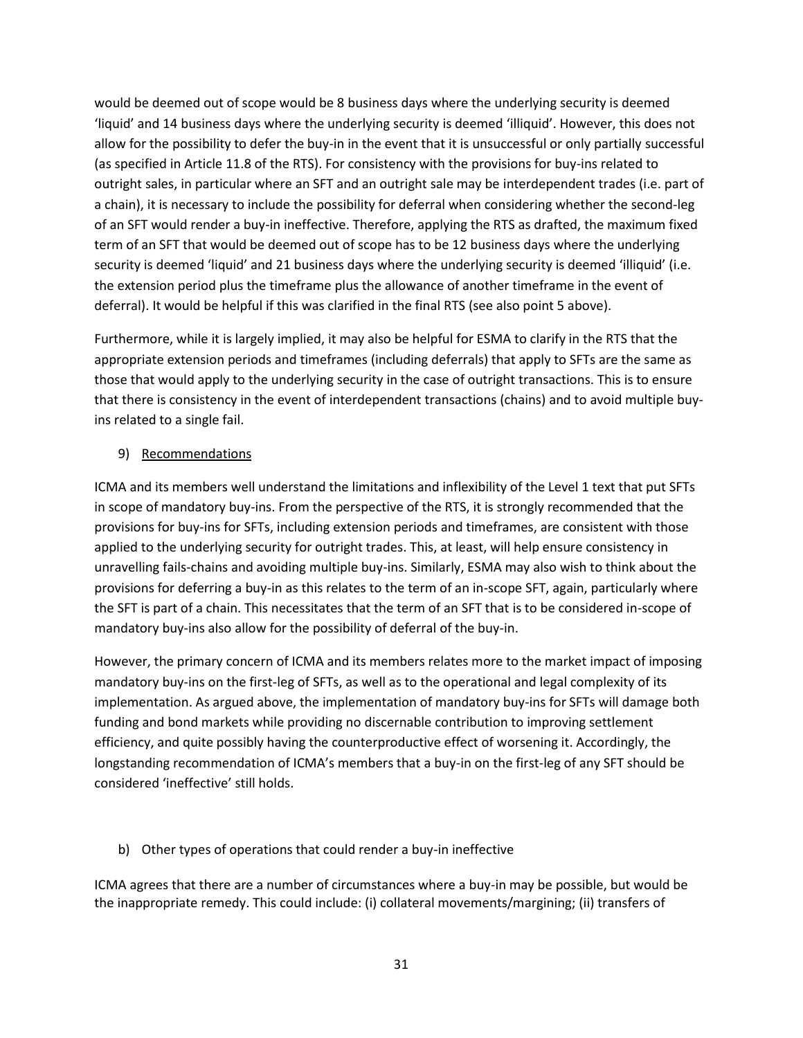would be deemed out of scope would be 8 business days where the underlying security is deemed 'liquid' and 14 business days where the underlying security is deemed 'illiquid'. However, this does not allow for the possibility to defer the buy-in in the event that it is unsuccessful or only partially successful (as specified in Article 11.8 of the RTS). For consistency with the provisions for buy-ins related to outright sales, in particular where an SFT and an outright sale may be interdependent trades (i.e. part of a chain), it is necessary to include the possibility for deferral when considering whether the second-leg of an SFT would render a buy-in ineffective. Therefore, applying the RTS as drafted, the maximum fixed term of an SFT that would be deemed out of scope has to be 12 business days where the underlying security is deemed 'liquid' and 21 business days where the underlying security is deemed 'illiquid' (i.e. the extension period plus the timeframe plus the allowance of another timeframe in the event of deferral). It would be helpful if this was clarified in the final RTS (see also point 5 above).

Furthermore, while it is largely implied, it may also be helpful for ESMA to clarify in the RTS that the appropriate extension periods and timeframes (including deferrals) that apply to SFTs are the same as those that would apply to the underlying security in the case of outright transactions. This is to ensure that there is consistency in the event of interdependent transactions (chains) and to avoid multiple buy-ins related to a single fail.

9) Recommendations

ICMA and its members well understand the limitations and inflexibility of the Level 1 text that put SFTs in scope of mandatory buy-ins. From the perspective of the RTS, it is strongly recommended that the provisions for buy-ins for SFTs, including extension periods and timeframes, are consistent with those applied to the underlying security for outright trades. This, at least, will help ensure consistency in unravelling fails-chains and avoiding multiple buy-ins. Similarly, ESMA may also wish to think about the provisions for deferring a buy-in as this relates to the term of an in-scope SFT, again, particularly where the SFT is part of a chain. This necessitates that the term of an SFT that is to be considered in-scope of mandatory buy-ins also allow for the possibility of deferral of the buy-in.

However, the primary concern of ICMA and its members relates more to the market impact of imposing mandatory buy-ins on the first-leg of SFTs, as well as to the operational and legal complexity of its implementation. As argued above, the implementation of mandatory buy-ins for SFTs will damage both funding and bond markets while providing no discernable contribution to improving settlement efficiency, and quite possibly having the counterproductive effect of worsening it. Accordingly, the longstanding recommendation of ICMA's members that a buy-in on the first-leg of any SFT should be considered 'ineffective' still holds.

b) Other types of operations that could render a buy-in ineffective

ICMA agrees that there are a number of circumstances where a buy-in may be possible, but would be the inappropriate remedy. This could include: (i) collateral movements/margining; (ii) transfers of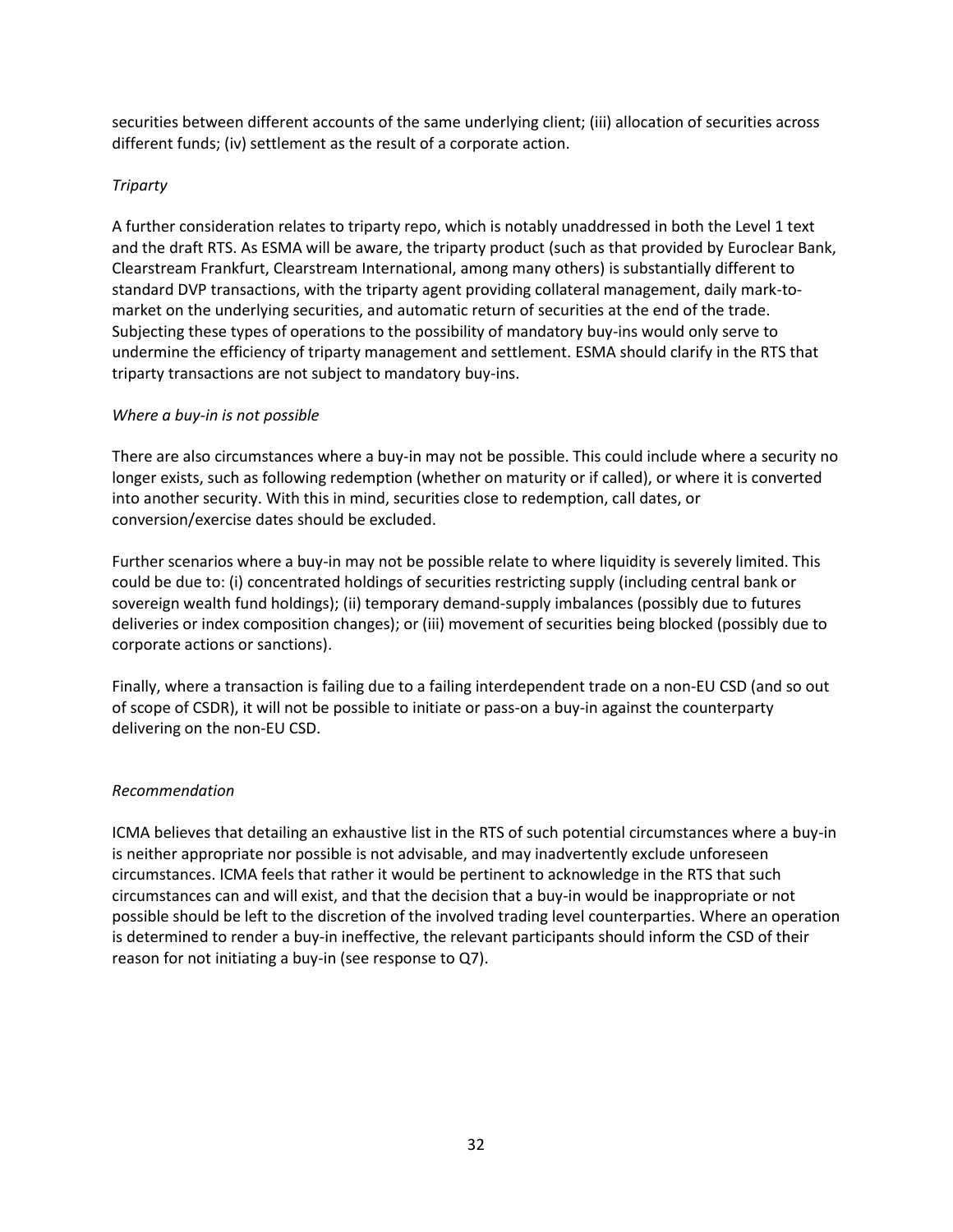securities between different accounts of the same underlying client; (iii) allocation of securities across different funds; (iv) settlement as the result of a corporate action.

*Triparty*

A further consideration relates to triparty repo, which is notably unaddressed in both the Level 1 text and the draft RTS. As ESMA will be aware, the triparty product (such as that provided by Euroclear Bank, Clearstream Frankfurt, Clearstream International, among many others) is substantially different to standard DVP transactions, with the triparty agent providing collateral management, daily mark-to-market on the underlying securities, and automatic return of securities at the end of the trade. Subjecting these types of operations to the possibility of mandatory buy-ins would only serve to undermine the efficiency of triparty management and settlement. ESMA should clarify in the RTS that triparty transactions are not subject to mandatory buy-ins.

*Where a buy-in is not possible*

There are also circumstances where a buy-in may not be possible. This could include where a security no longer exists, such as following redemption (whether on maturity or if called), or where it is converted into another security. With this in mind, securities close to redemption, call dates, or conversion/exercise dates should be excluded.

Further scenarios where a buy-in may not be possible relate to where liquidity is severely limited. This could be due to: (i) concentrated holdings of securities restricting supply (including central bank or sovereign wealth fund holdings); (ii) temporary demand-supply imbalances (possibly due to futures deliveries or index composition changes); or (iii) movement of securities being blocked (possibly due to corporate actions or sanctions).

Finally, where a transaction is failing due to a failing interdependent trade on a non-EU CSD (and so out of scope of CSDR), it will not be possible to initiate or pass-on a buy-in against the counterparty delivering on the non-EU CSD.

*Recommendation*

ICMA believes that detailing an exhaustive list in the RTS of such potential circumstances where a buy-in is neither appropriate nor possible is not advisable, and may inadvertently exclude unforeseen circumstances. ICMA feels that rather it would be pertinent to acknowledge in the RTS that such circumstances can and will exist, and that the decision that a buy-in would be inappropriate or not possible should be left to the discretion of the involved trading level counterparties. Where an operation is determined to render a buy-in ineffective, the relevant participants should inform the CSD of their reason for not initiating a buy-in (see response to Q7).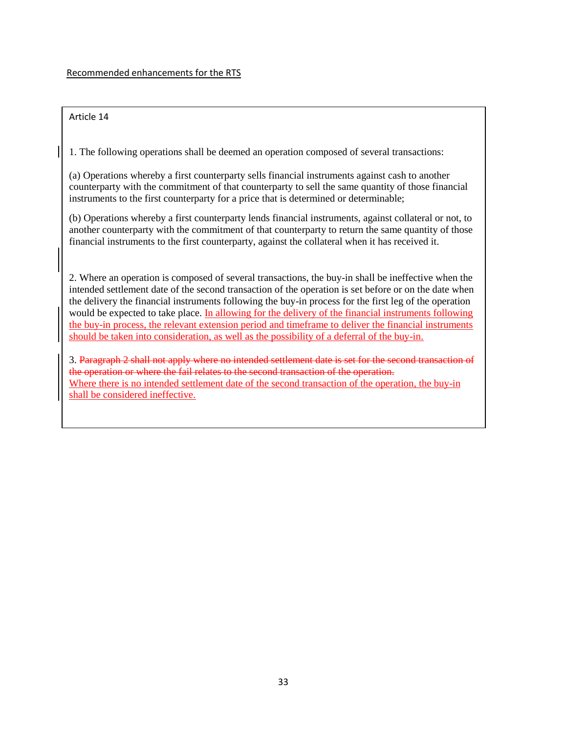Recommended enhancements for the RTS

Article 14

1. The following operations shall be deemed an operation composed of several transactions:

(a) Operations whereby a first counterparty sells financial instruments against cash to another counterparty with the commitment of that counterparty to sell the same quantity of those financial instruments to the first counterparty for a price that is determined or determinable;

(b) Operations whereby a first counterparty lends financial instruments, against collateral or not, to another counterparty with the commitment of that counterparty to return the same quantity of those financial instruments to the first counterparty, against the collateral when it has received it.

2. Where an operation is composed of several transactions, the buy-in shall be ineffective when the intended settlement date of the second transaction of the operation is set before or on the date when the delivery the financial instruments following the buy-in process for the first leg of the operation would be expected to take place. <u>In allowing for the delivery of the financial instruments following the buy-in process, the relevant extension period and timeframe to deliver the financial instruments should be taken into consideration, as well as the possibility of a deferral of the buy-in.</u>

3. ~~Paragraph 2 shall not apply where no intended settlement date is set for the second transaction of the operation or where the fail relates to the second transaction of the operation.~~
<u>Where there is no intended settlement date of the second transaction of the operation, the buy-in shall be considered ineffective.</u>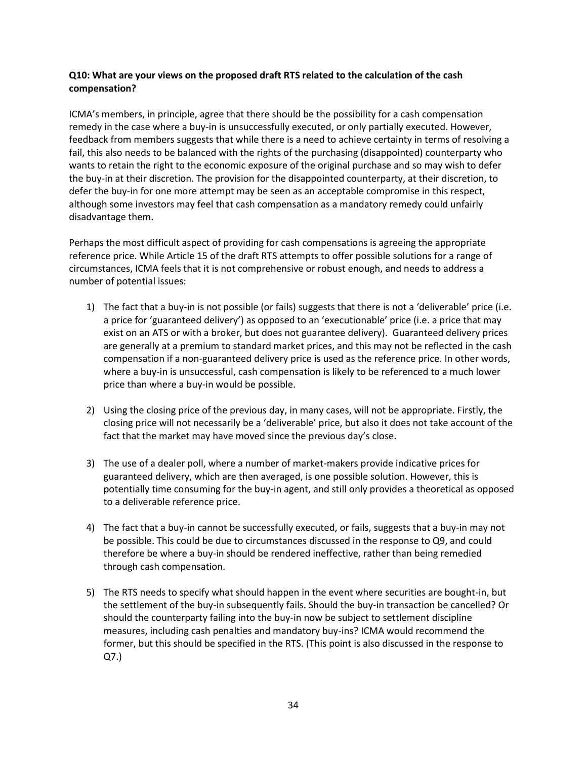**Q10: What are your views on the proposed draft RTS related to the calculation of the cash compensation?**

ICMA's members, in principle, agree that there should be the possibility for a cash compensation remedy in the case where a buy-in is unsuccessfully executed, or only partially executed. However, feedback from members suggests that while there is a need to achieve certainty in terms of resolving a fail, this also needs to be balanced with the rights of the purchasing (disappointed) counterparty who wants to retain the right to the economic exposure of the original purchase and so may wish to defer the buy-in at their discretion. The provision for the disappointed counterparty, at their discretion, to defer the buy-in for one more attempt may be seen as an acceptable compromise in this respect, although some investors may feel that cash compensation as a mandatory remedy could unfairly disadvantage them.

Perhaps the most difficult aspect of providing for cash compensations is agreeing the appropriate reference price. While Article 15 of the draft RTS attempts to offer possible solutions for a range of circumstances, ICMA feels that it is not comprehensive or robust enough, and needs to address a number of potential issues:

1) The fact that a buy-in is not possible (or fails) suggests that there is not a 'deliverable' price (i.e. a price for 'guaranteed delivery') as opposed to an 'executionable' price (i.e. a price that may exist on an ATS or with a broker, but does not guarantee delivery). Guaranteed delivery prices are generally at a premium to standard market prices, and this may not be reflected in the cash compensation if a non-guaranteed delivery price is used as the reference price. In other words, where a buy-in is unsuccessful, cash compensation is likely to be referenced to a much lower price than where a buy-in would be possible.

2) Using the closing price of the previous day, in many cases, will not be appropriate. Firstly, the closing price will not necessarily be a 'deliverable' price, but also it does not take account of the fact that the market may have moved since the previous day's close.

3) The use of a dealer poll, where a number of market-makers provide indicative prices for guaranteed delivery, which are then averaged, is one possible solution. However, this is potentially time consuming for the buy-in agent, and still only provides a theoretical as opposed to a deliverable reference price.

4) The fact that a buy-in cannot be successfully executed, or fails, suggests that a buy-in may not be possible. This could be due to circumstances discussed in the response to Q9, and could therefore be where a buy-in should be rendered ineffective, rather than being remedied through cash compensation.

5) The RTS needs to specify what should happen in the event where securities are bought-in, but the settlement of the buy-in subsequently fails. Should the buy-in transaction be cancelled? Or should the counterparty failing into the buy-in now be subject to settlement discipline measures, including cash penalties and mandatory buy-ins? ICMA would recommend the former, but this should be specified in the RTS. (This point is also discussed in the response to Q7.)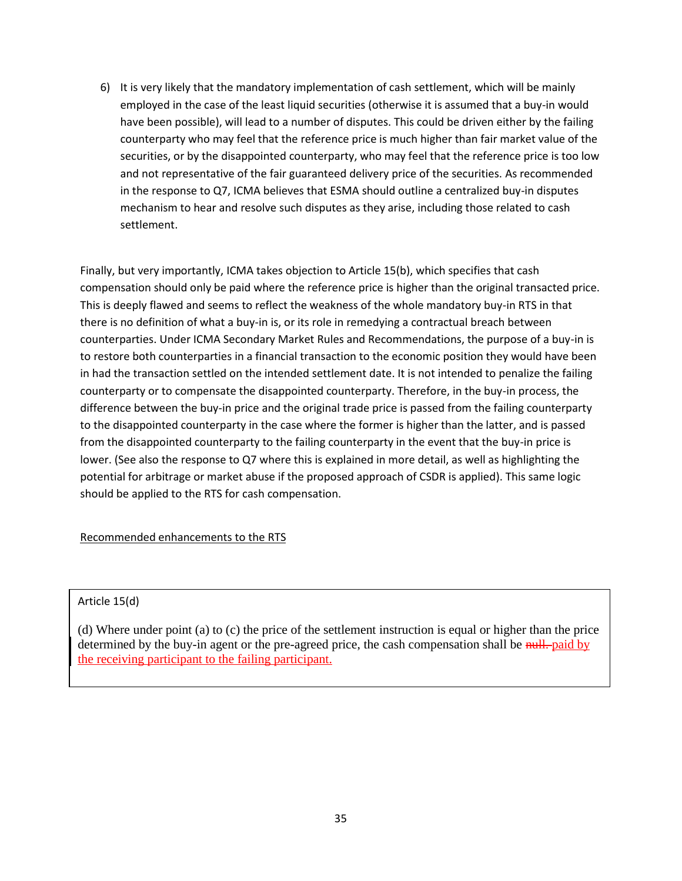6) It is very likely that the mandatory implementation of cash settlement, which will be mainly employed in the case of the least liquid securities (otherwise it is assumed that a buy-in would have been possible), will lead to a number of disputes. This could be driven either by the failing counterparty who may feel that the reference price is much higher than fair market value of the securities, or by the disappointed counterparty, who may feel that the reference price is too low and not representative of the fair guaranteed delivery price of the securities. As recommended in the response to Q7, ICMA believes that ESMA should outline a centralized buy-in disputes mechanism to hear and resolve such disputes as they arise, including those related to cash settlement.

Finally, but very importantly, ICMA takes objection to Article 15(b), which specifies that cash compensation should only be paid where the reference price is higher than the original transacted price. This is deeply flawed and seems to reflect the weakness of the whole mandatory buy-in RTS in that there is no definition of what a buy-in is, or its role in remedying a contractual breach between counterparties. Under ICMA Secondary Market Rules and Recommendations, the purpose of a buy-in is to restore both counterparties in a financial transaction to the economic position they would have been in had the transaction settled on the intended settlement date. It is not intended to penalize the failing counterparty or to compensate the disappointed counterparty. Therefore, in the buy-in process, the difference between the buy-in price and the original trade price is passed from the failing counterparty to the disappointed counterparty in the case where the former is higher than the latter, and is passed from the disappointed counterparty to the failing counterparty in the event that the buy-in price is lower. (See also the response to Q7 where this is explained in more detail, as well as highlighting the potential for arbitrage or market abuse if the proposed approach of CSDR is applied). This same logic should be applied to the RTS for cash compensation.

Recommended enhancements to the RTS

Article 15(d)

(d) Where under point (a) to (c) the price of the settlement instruction is equal or higher than the price determined by the buy-in agent or the pre-agreed price, the cash compensation shall be ~~null.~~ paid by the receiving participant to the failing participant.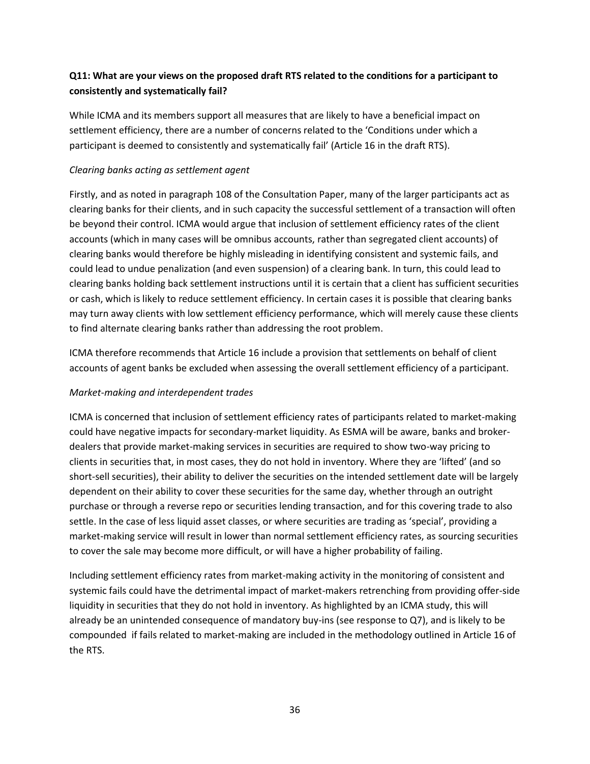**Q11: What are your views on the proposed draft RTS related to the conditions for a participant to consistently and systematically fail?**

While ICMA and its members support all measures that are likely to have a beneficial impact on settlement efficiency, there are a number of concerns related to the 'Conditions under which a participant is deemed to consistently and systematically fail' (Article 16 in the draft RTS).

*Clearing banks acting as settlement agent*

Firstly, and as noted in paragraph 108 of the Consultation Paper, many of the larger participants act as clearing banks for their clients, and in such capacity the successful settlement of a transaction will often be beyond their control. ICMA would argue that inclusion of settlement efficiency rates of the client accounts (which in many cases will be omnibus accounts, rather than segregated client accounts) of clearing banks would therefore be highly misleading in identifying consistent and systemic fails, and could lead to undue penalization (and even suspension) of a clearing bank. In turn, this could lead to clearing banks holding back settlement instructions until it is certain that a client has sufficient securities or cash, which is likely to reduce settlement efficiency. In certain cases it is possible that clearing banks may turn away clients with low settlement efficiency performance, which will merely cause these clients to find alternate clearing banks rather than addressing the root problem.

ICMA therefore recommends that Article 16 include a provision that settlements on behalf of client accounts of agent banks be excluded when assessing the overall settlement efficiency of a participant.

*Market-making and interdependent trades*

ICMA is concerned that inclusion of settlement efficiency rates of participants related to market-making could have negative impacts for secondary-market liquidity. As ESMA will be aware, banks and broker-dealers that provide market-making services in securities are required to show two-way pricing to clients in securities that, in most cases, they do not hold in inventory. Where they are 'lifted' (and so short-sell securities), their ability to deliver the securities on the intended settlement date will be largely dependent on their ability to cover these securities for the same day, whether through an outright purchase or through a reverse repo or securities lending transaction, and for this covering trade to also settle. In the case of less liquid asset classes, or where securities are trading as 'special', providing a market-making service will result in lower than normal settlement efficiency rates, as sourcing securities to cover the sale may become more difficult, or will have a higher probability of failing.

Including settlement efficiency rates from market-making activity in the monitoring of consistent and systemic fails could have the detrimental impact of market-makers retrenching from providing offer-side liquidity in securities that they do not hold in inventory. As highlighted by an ICMA study, this will already be an unintended consequence of mandatory buy-ins (see response to Q7), and is likely to be compounded if fails related to market-making are included in the methodology outlined in Article 16 of the RTS.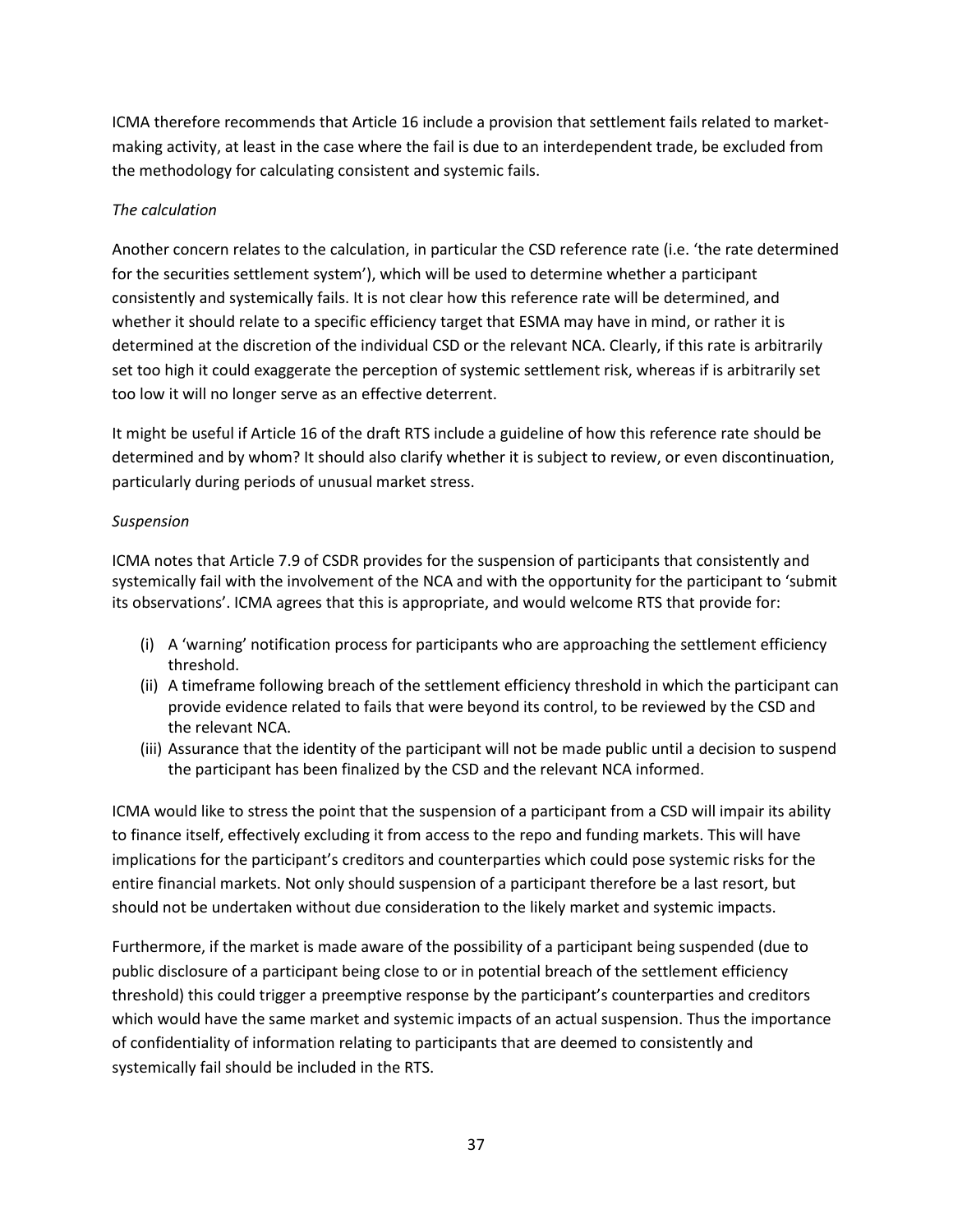ICMA therefore recommends that Article 16 include a provision that settlement fails related to market-making activity, at least in the case where the fail is due to an interdependent trade, be excluded from the methodology for calculating consistent and systemic fails.

*The calculation*

Another concern relates to the calculation, in particular the CSD reference rate (i.e. 'the rate determined for the securities settlement system'), which will be used to determine whether a participant consistently and systemically fails. It is not clear how this reference rate will be determined, and whether it should relate to a specific efficiency target that ESMA may have in mind, or rather it is determined at the discretion of the individual CSD or the relevant NCA. Clearly, if this rate is arbitrarily set too high it could exaggerate the perception of systemic settlement risk, whereas if is arbitrarily set too low it will no longer serve as an effective deterrent.

It might be useful if Article 16 of the draft RTS include a guideline of how this reference rate should be determined and by whom? It should also clarify whether it is subject to review, or even discontinuation, particularly during periods of unusual market stress.

*Suspension*

ICMA notes that Article 7.9 of CSDR provides for the suspension of participants that consistently and systemically fail with the involvement of the NCA and with the opportunity for the participant to 'submit its observations'. ICMA agrees that this is appropriate, and would welcome RTS that provide for:

(i) A 'warning' notification process for participants who are approaching the settlement efficiency threshold.
(ii) A timeframe following breach of the settlement efficiency threshold in which the participant can provide evidence related to fails that were beyond its control, to be reviewed by the CSD and the relevant NCA.
(iii) Assurance that the identity of the participant will not be made public until a decision to suspend the participant has been finalized by the CSD and the relevant NCA informed.

ICMA would like to stress the point that the suspension of a participant from a CSD will impair its ability to finance itself, effectively excluding it from access to the repo and funding markets. This will have implications for the participant's creditors and counterparties which could pose systemic risks for the entire financial markets. Not only should suspension of a participant therefore be a last resort, but should not be undertaken without due consideration to the likely market and systemic impacts.

Furthermore, if the market is made aware of the possibility of a participant being suspended (due to public disclosure of a participant being close to or in potential breach of the settlement efficiency threshold) this could trigger a preemptive response by the participant's counterparties and creditors which would have the same market and systemic impacts of an actual suspension. Thus the importance of confidentiality of information relating to participants that are deemed to consistently and systemically fail should be included in the RTS.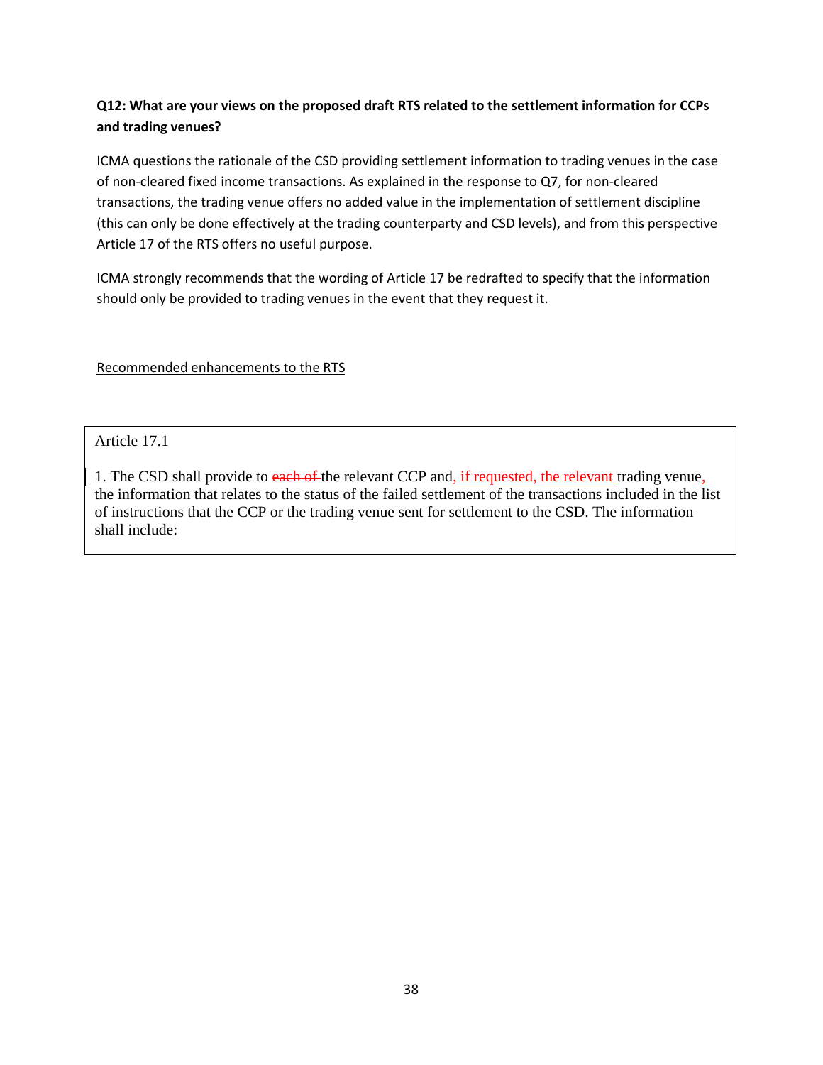**Q12: What are your views on the proposed draft RTS related to the settlement information for CCPs and trading venues?**

ICMA questions the rationale of the CSD providing settlement information to trading venues in the case of non-cleared fixed income transactions. As explained in the response to Q7, for non-cleared transactions, the trading venue offers no added value in the implementation of settlement discipline (this can only be done effectively at the trading counterparty and CSD levels), and from this perspective Article 17 of the RTS offers no useful purpose.

ICMA strongly recommends that the wording of Article 17 be redrafted to specify that the information should only be provided to trading venues in the event that they request it.

Recommended enhancements to the RTS

> Article 17.1
>
> 1. The CSD shall provide to ~~each of~~ the relevant CCP and, if requested, the relevant trading venue, the information that relates to the status of the failed settlement of the transactions included in the list of instructions that the CCP or the trading venue sent for settlement to the CSD. The information shall include: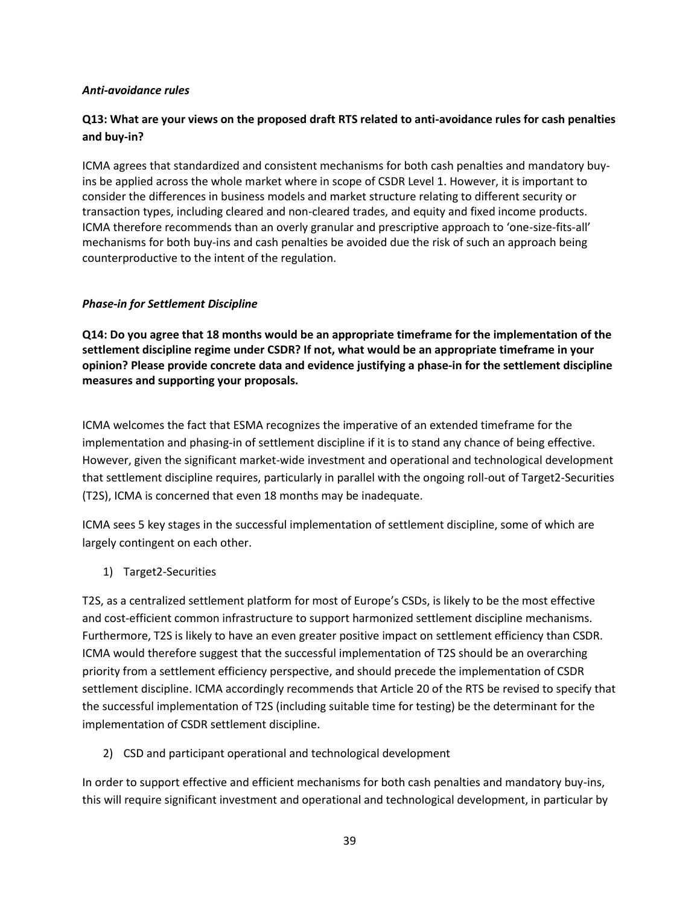*Anti-avoidance rules*

**Q13: What are your views on the proposed draft RTS related to anti-avoidance rules for cash penalties and buy-in?**

ICMA agrees that standardized and consistent mechanisms for both cash penalties and mandatory buy-ins be applied across the whole market where in scope of CSDR Level 1. However, it is important to consider the differences in business models and market structure relating to different security or transaction types, including cleared and non-cleared trades, and equity and fixed income products. ICMA therefore recommends than an overly granular and prescriptive approach to 'one-size-fits-all' mechanisms for both buy-ins and cash penalties be avoided due the risk of such an approach being counterproductive to the intent of the regulation.

*Phase-in for Settlement Discipline*

**Q14: Do you agree that 18 months would be an appropriate timeframe for the implementation of the settlement discipline regime under CSDR? If not, what would be an appropriate timeframe in your opinion? Please provide concrete data and evidence justifying a phase-in for the settlement discipline measures and supporting your proposals.**

ICMA welcomes the fact that ESMA recognizes the imperative of an extended timeframe for the implementation and phasing-in of settlement discipline if it is to stand any chance of being effective. However, given the significant market-wide investment and operational and technological development that settlement discipline requires, particularly in parallel with the ongoing roll-out of Target2-Securities (T2S), ICMA is concerned that even 18 months may be inadequate.

ICMA sees 5 key stages in the successful implementation of settlement discipline, some of which are largely contingent on each other.

1) Target2-Securities

T2S, as a centralized settlement platform for most of Europe's CSDs, is likely to be the most effective and cost-efficient common infrastructure to support harmonized settlement discipline mechanisms. Furthermore, T2S is likely to have an even greater positive impact on settlement efficiency than CSDR. ICMA would therefore suggest that the successful implementation of T2S should be an overarching priority from a settlement efficiency perspective, and should precede the implementation of CSDR settlement discipline. ICMA accordingly recommends that Article 20 of the RTS be revised to specify that the successful implementation of T2S (including suitable time for testing) be the determinant for the implementation of CSDR settlement discipline.

2) CSD and participant operational and technological development

In order to support effective and efficient mechanisms for both cash penalties and mandatory buy-ins, this will require significant investment and operational and technological development, in particular by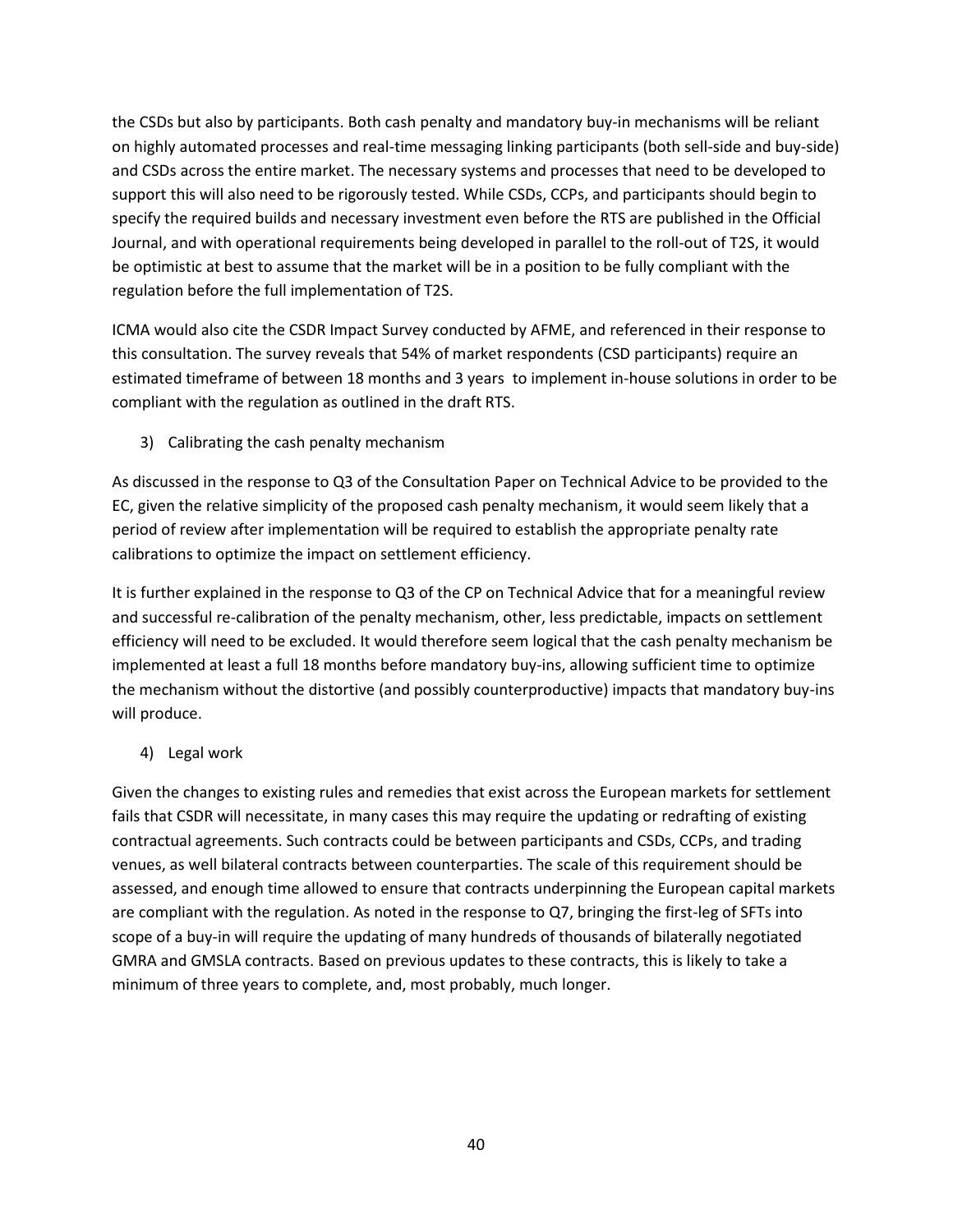the CSDs but also by participants. Both cash penalty and mandatory buy-in mechanisms will be reliant on highly automated processes and real-time messaging linking participants (both sell-side and buy-side) and CSDs across the entire market. The necessary systems and processes that need to be developed to support this will also need to be rigorously tested. While CSDs, CCPs, and participants should begin to specify the required builds and necessary investment even before the RTS are published in the Official Journal, and with operational requirements being developed in parallel to the roll-out of T2S, it would be optimistic at best to assume that the market will be in a position to be fully compliant with the regulation before the full implementation of T2S.

ICMA would also cite the CSDR Impact Survey conducted by AFME, and referenced in their response to this consultation. The survey reveals that 54% of market respondents (CSD participants) require an estimated timeframe of between 18 months and 3 years to implement in-house solutions in order to be compliant with the regulation as outlined in the draft RTS.

3) Calibrating the cash penalty mechanism

As discussed in the response to Q3 of the Consultation Paper on Technical Advice to be provided to the EC, given the relative simplicity of the proposed cash penalty mechanism, it would seem likely that a period of review after implementation will be required to establish the appropriate penalty rate calibrations to optimize the impact on settlement efficiency.

It is further explained in the response to Q3 of the CP on Technical Advice that for a meaningful review and successful re-calibration of the penalty mechanism, other, less predictable, impacts on settlement efficiency will need to be excluded. It would therefore seem logical that the cash penalty mechanism be implemented at least a full 18 months before mandatory buy-ins, allowing sufficient time to optimize the mechanism without the distortive (and possibly counterproductive) impacts that mandatory buy-ins will produce.

4) Legal work

Given the changes to existing rules and remedies that exist across the European markets for settlement fails that CSDR will necessitate, in many cases this may require the updating or redrafting of existing contractual agreements. Such contracts could be between participants and CSDs, CCPs, and trading venues, as well bilateral contracts between counterparties. The scale of this requirement should be assessed, and enough time allowed to ensure that contracts underpinning the European capital markets are compliant with the regulation. As noted in the response to Q7, bringing the first-leg of SFTs into scope of a buy-in will require the updating of many hundreds of thousands of bilaterally negotiated GMRA and GMSLA contracts. Based on previous updates to these contracts, this is likely to take a minimum of three years to complete, and, most probably, much longer.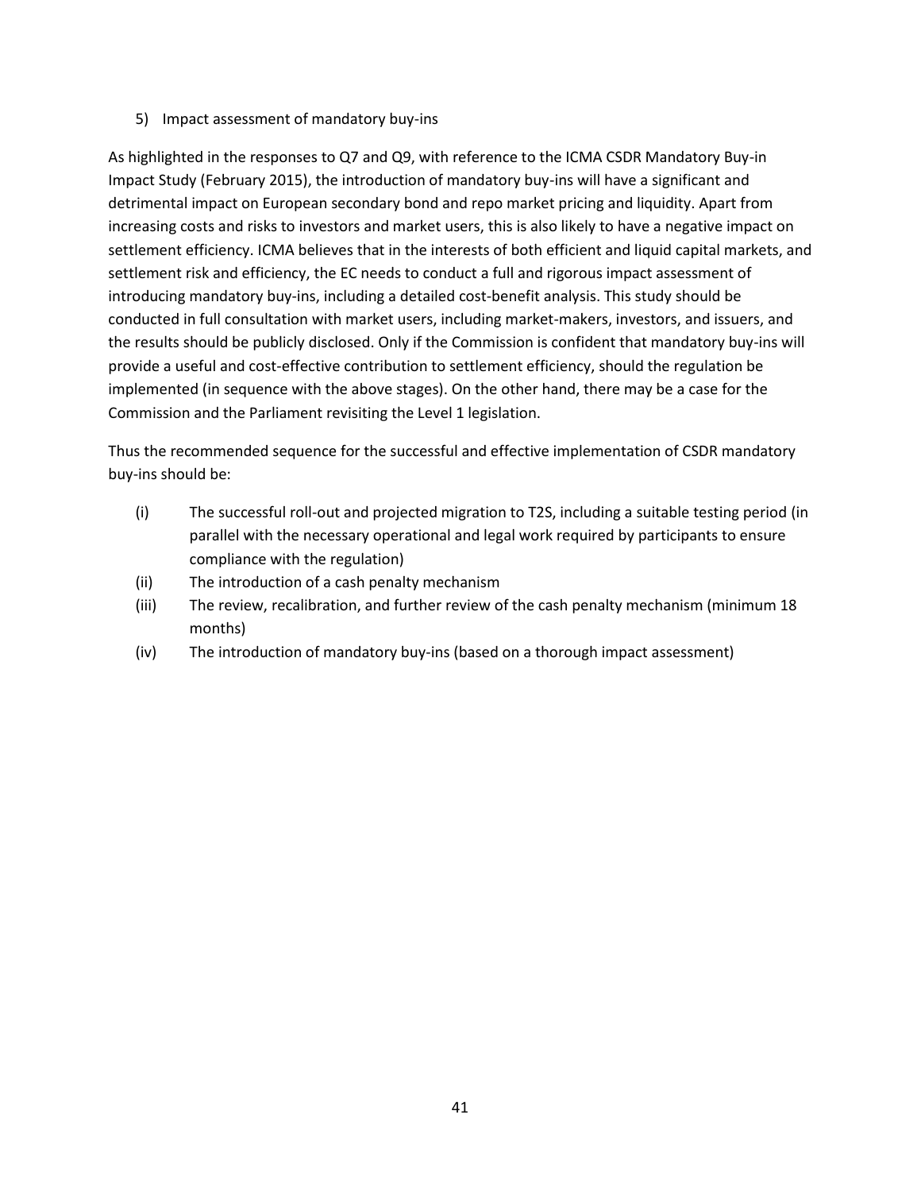5) Impact assessment of mandatory buy-ins

As highlighted in the responses to Q7 and Q9, with reference to the ICMA CSDR Mandatory Buy-in Impact Study (February 2015), the introduction of mandatory buy-ins will have a significant and detrimental impact on European secondary bond and repo market pricing and liquidity. Apart from increasing costs and risks to investors and market users, this is also likely to have a negative impact on settlement efficiency. ICMA believes that in the interests of both efficient and liquid capital markets, and settlement risk and efficiency, the EC needs to conduct a full and rigorous impact assessment of introducing mandatory buy-ins, including a detailed cost-benefit analysis. This study should be conducted in full consultation with market users, including market-makers, investors, and issuers, and the results should be publicly disclosed. Only if the Commission is confident that mandatory buy-ins will provide a useful and cost-effective contribution to settlement efficiency, should the regulation be implemented (in sequence with the above stages). On the other hand, there may be a case for the Commission and the Parliament revisiting the Level 1 legislation.

Thus the recommended sequence for the successful and effective implementation of CSDR mandatory buy-ins should be:

(i) The successful roll-out and projected migration to T2S, including a suitable testing period (in parallel with the necessary operational and legal work required by participants to ensure compliance with the regulation)

(ii) The introduction of a cash penalty mechanism

(iii) The review, recalibration, and further review of the cash penalty mechanism (minimum 18 months)

(iv) The introduction of mandatory buy-ins (based on a thorough impact assessment)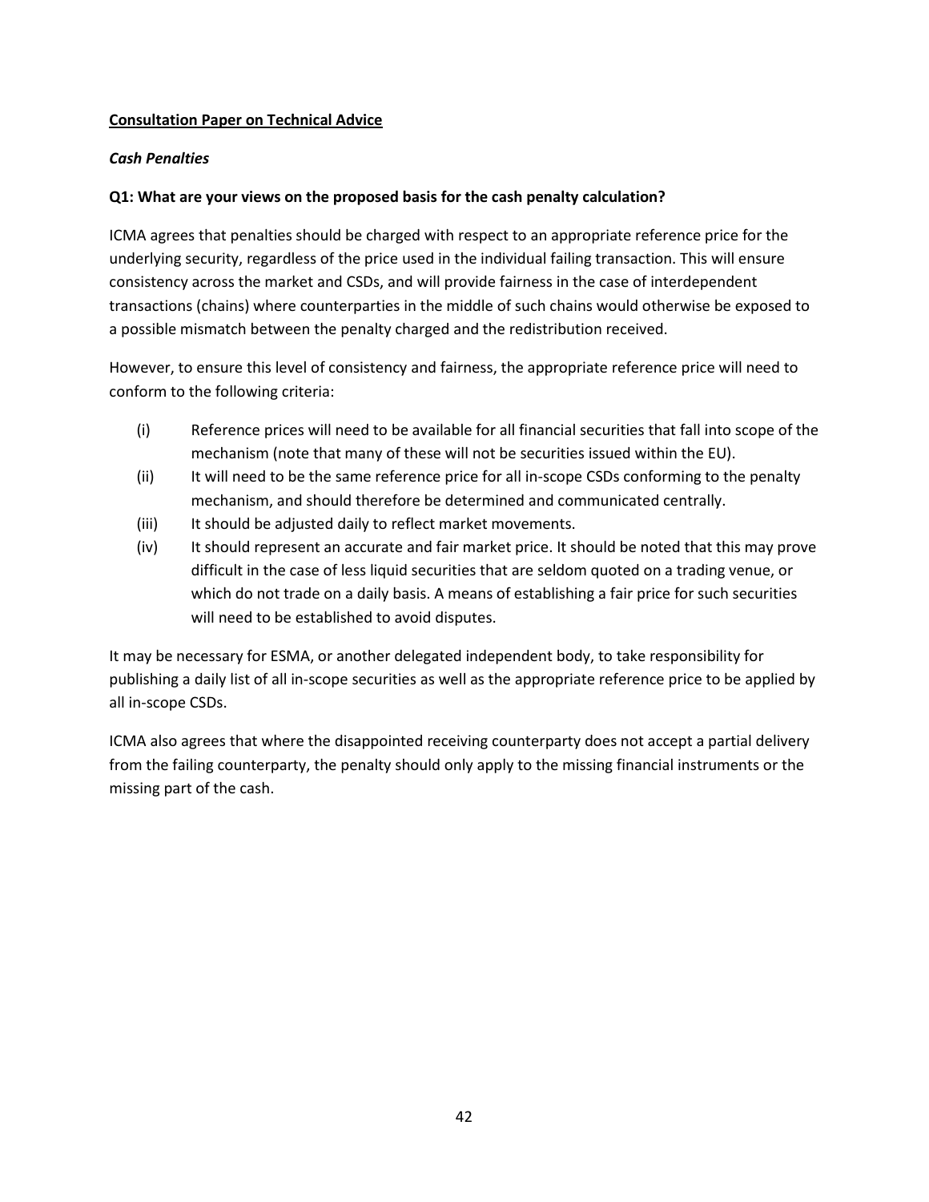**<u>Consultation Paper on Technical Advice</u>**

*Cash Penalties*

**Q1: What are your views on the proposed basis for the cash penalty calculation?**

ICMA agrees that penalties should be charged with respect to an appropriate reference price for the underlying security, regardless of the price used in the individual failing transaction. This will ensure consistency across the market and CSDs, and will provide fairness in the case of interdependent transactions (chains) where counterparties in the middle of such chains would otherwise be exposed to a possible mismatch between the penalty charged and the redistribution received.

However, to ensure this level of consistency and fairness, the appropriate reference price will need to conform to the following criteria:

- (i) Reference prices will need to be available for all financial securities that fall into scope of the mechanism (note that many of these will not be securities issued within the EU).
- (ii) It will need to be the same reference price for all in-scope CSDs conforming to the penalty mechanism, and should therefore be determined and communicated centrally.
- (iii) It should be adjusted daily to reflect market movements.
- (iv) It should represent an accurate and fair market price. It should be noted that this may prove difficult in the case of less liquid securities that are seldom quoted on a trading venue, or which do not trade on a daily basis. A means of establishing a fair price for such securities will need to be established to avoid disputes.

It may be necessary for ESMA, or another delegated independent body, to take responsibility for publishing a daily list of all in-scope securities as well as the appropriate reference price to be applied by all in-scope CSDs.

ICMA also agrees that where the disappointed receiving counterparty does not accept a partial delivery from the failing counterparty, the penalty should only apply to the missing financial instruments or the missing part of the cash.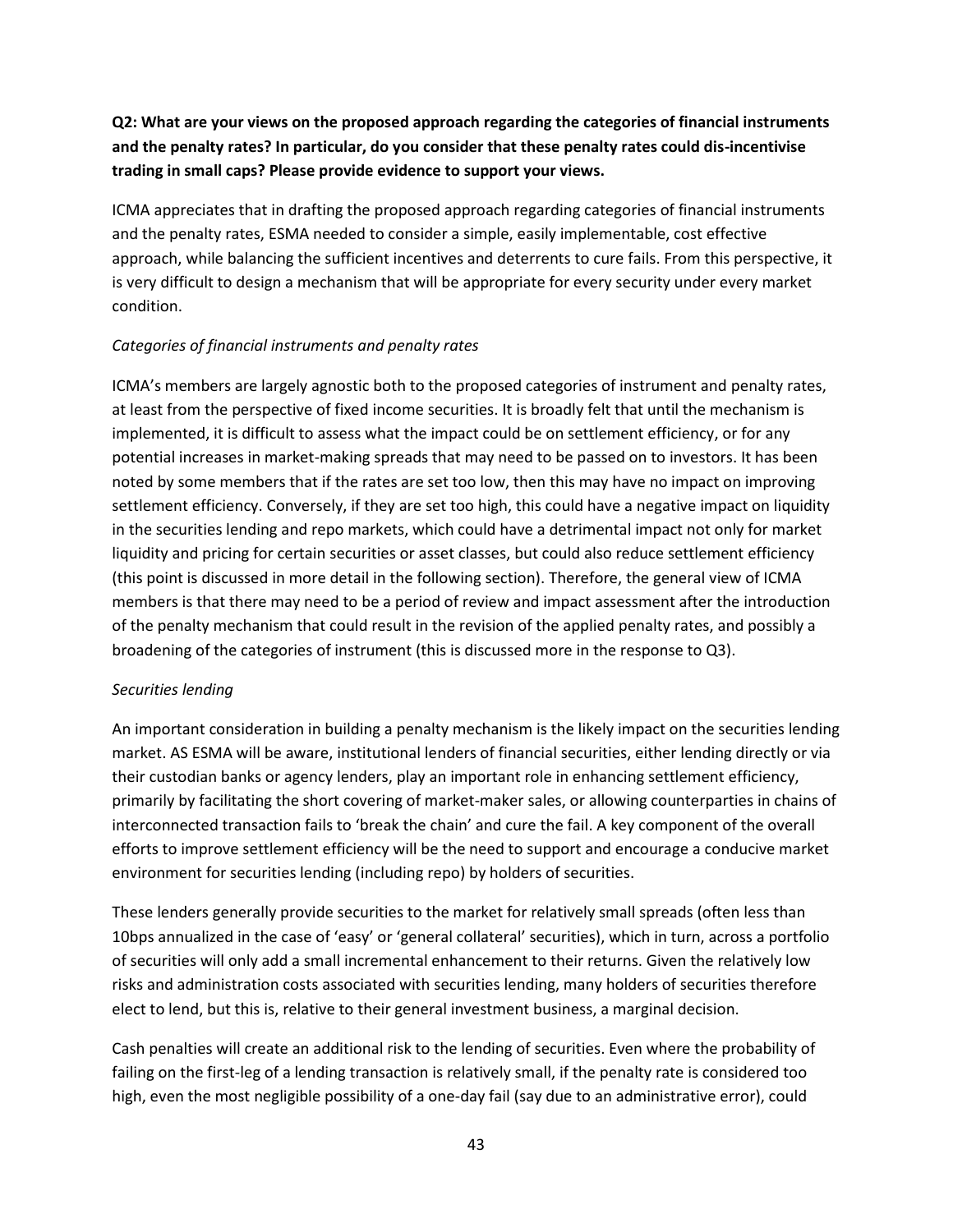**Q2: What are your views on the proposed approach regarding the categories of financial instruments and the penalty rates? In particular, do you consider that these penalty rates could dis-incentivise trading in small caps? Please provide evidence to support your views.**

ICMA appreciates that in drafting the proposed approach regarding categories of financial instruments and the penalty rates, ESMA needed to consider a simple, easily implementable, cost effective approach, while balancing the sufficient incentives and deterrents to cure fails. From this perspective, it is very difficult to design a mechanism that will be appropriate for every security under every market condition.

*Categories of financial instruments and penalty rates*

ICMA's members are largely agnostic both to the proposed categories of instrument and penalty rates, at least from the perspective of fixed income securities. It is broadly felt that until the mechanism is implemented, it is difficult to assess what the impact could be on settlement efficiency, or for any potential increases in market-making spreads that may need to be passed on to investors. It has been noted by some members that if the rates are set too low, then this may have no impact on improving settlement efficiency. Conversely, if they are set too high, this could have a negative impact on liquidity in the securities lending and repo markets, which could have a detrimental impact not only for market liquidity and pricing for certain securities or asset classes, but could also reduce settlement efficiency (this point is discussed in more detail in the following section). Therefore, the general view of ICMA members is that there may need to be a period of review and impact assessment after the introduction of the penalty mechanism that could result in the revision of the applied penalty rates, and possibly a broadening of the categories of instrument (this is discussed more in the response to Q3).

*Securities lending*

An important consideration in building a penalty mechanism is the likely impact on the securities lending market. AS ESMA will be aware, institutional lenders of financial securities, either lending directly or via their custodian banks or agency lenders, play an important role in enhancing settlement efficiency, primarily by facilitating the short covering of market-maker sales, or allowing counterparties in chains of interconnected transaction fails to 'break the chain' and cure the fail. A key component of the overall efforts to improve settlement efficiency will be the need to support and encourage a conducive market environment for securities lending (including repo) by holders of securities.

These lenders generally provide securities to the market for relatively small spreads (often less than 10bps annualized in the case of 'easy' or 'general collateral' securities), which in turn, across a portfolio of securities will only add a small incremental enhancement to their returns. Given the relatively low risks and administration costs associated with securities lending, many holders of securities therefore elect to lend, but this is, relative to their general investment business, a marginal decision.

Cash penalties will create an additional risk to the lending of securities. Even where the probability of failing on the first-leg of a lending transaction is relatively small, if the penalty rate is considered too high, even the most negligible possibility of a one-day fail (say due to an administrative error), could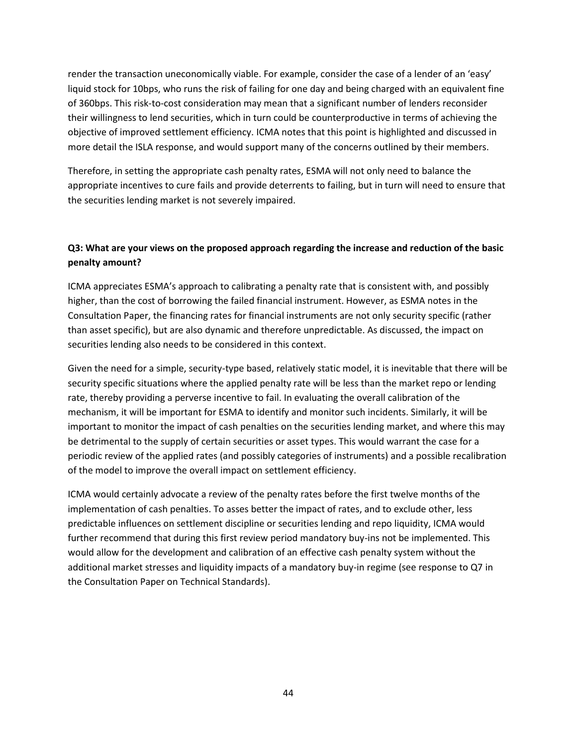render the transaction uneconomically viable. For example, consider the case of a lender of an 'easy' liquid stock for 10bps, who runs the risk of failing for one day and being charged with an equivalent fine of 360bps. This risk-to-cost consideration may mean that a significant number of lenders reconsider their willingness to lend securities, which in turn could be counterproductive in terms of achieving the objective of improved settlement efficiency. ICMA notes that this point is highlighted and discussed in more detail the ISLA response, and would support many of the concerns outlined by their members.

Therefore, in setting the appropriate cash penalty rates, ESMA will not only need to balance the appropriate incentives to cure fails and provide deterrents to failing, but in turn will need to ensure that the securities lending market is not severely impaired.

**Q3: What are your views on the proposed approach regarding the increase and reduction of the basic penalty amount?**

ICMA appreciates ESMA's approach to calibrating a penalty rate that is consistent with, and possibly higher, than the cost of borrowing the failed financial instrument. However, as ESMA notes in the Consultation Paper, the financing rates for financial instruments are not only security specific (rather than asset specific), but are also dynamic and therefore unpredictable. As discussed, the impact on securities lending also needs to be considered in this context.

Given the need for a simple, security-type based, relatively static model, it is inevitable that there will be security specific situations where the applied penalty rate will be less than the market repo or lending rate, thereby providing a perverse incentive to fail. In evaluating the overall calibration of the mechanism, it will be important for ESMA to identify and monitor such incidents. Similarly, it will be important to monitor the impact of cash penalties on the securities lending market, and where this may be detrimental to the supply of certain securities or asset types. This would warrant the case for a periodic review of the applied rates (and possibly categories of instruments) and a possible recalibration of the model to improve the overall impact on settlement efficiency.

ICMA would certainly advocate a review of the penalty rates before the first twelve months of the implementation of cash penalties. To asses better the impact of rates, and to exclude other, less predictable influences on settlement discipline or securities lending and repo liquidity, ICMA would further recommend that during this first review period mandatory buy-ins not be implemented. This would allow for the development and calibration of an effective cash penalty system without the additional market stresses and liquidity impacts of a mandatory buy-in regime (see response to Q7 in the Consultation Paper on Technical Standards).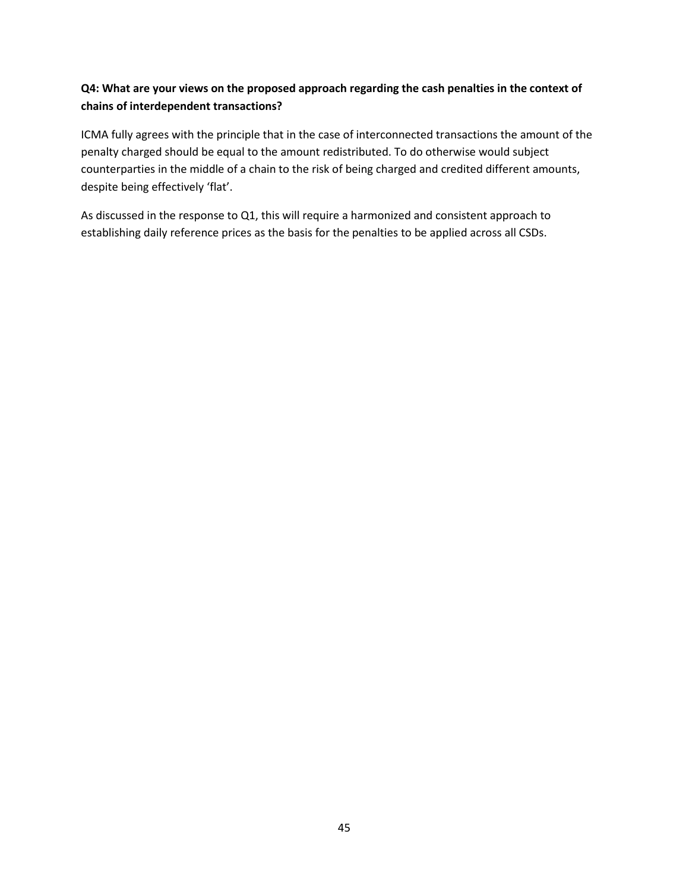**Q4: What are your views on the proposed approach regarding the cash penalties in the context of chains of interdependent transactions?**

ICMA fully agrees with the principle that in the case of interconnected transactions the amount of the penalty charged should be equal to the amount redistributed. To do otherwise would subject counterparties in the middle of a chain to the risk of being charged and credited different amounts, despite being effectively 'flat'.

As discussed in the response to Q1, this will require a harmonized and consistent approach to establishing daily reference prices as the basis for the penalties to be applied across all CSDs.